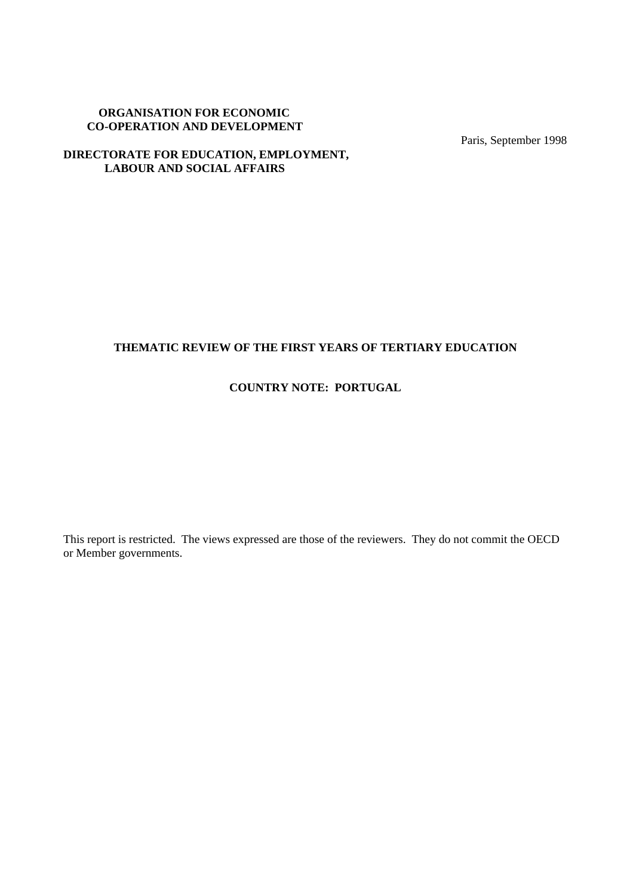**ORGANISATION FOR ECONOMIC CO-OPERATION AND DEVELOPMENT**

Paris, September 1998

**DIRECTORATE FOR EDUCATION, EMPLOYMENT, LABOUR AND SOCIAL AFFAIRS**

# THEMATIC REVIEW OF THE FIRST YEARS OF TERTIARY EDUCATION

## COUNTRY NOTE: PORTUGAL

This report is restricted. The views expressed are those of the reviewers. They do not commit the OECD or Member governments.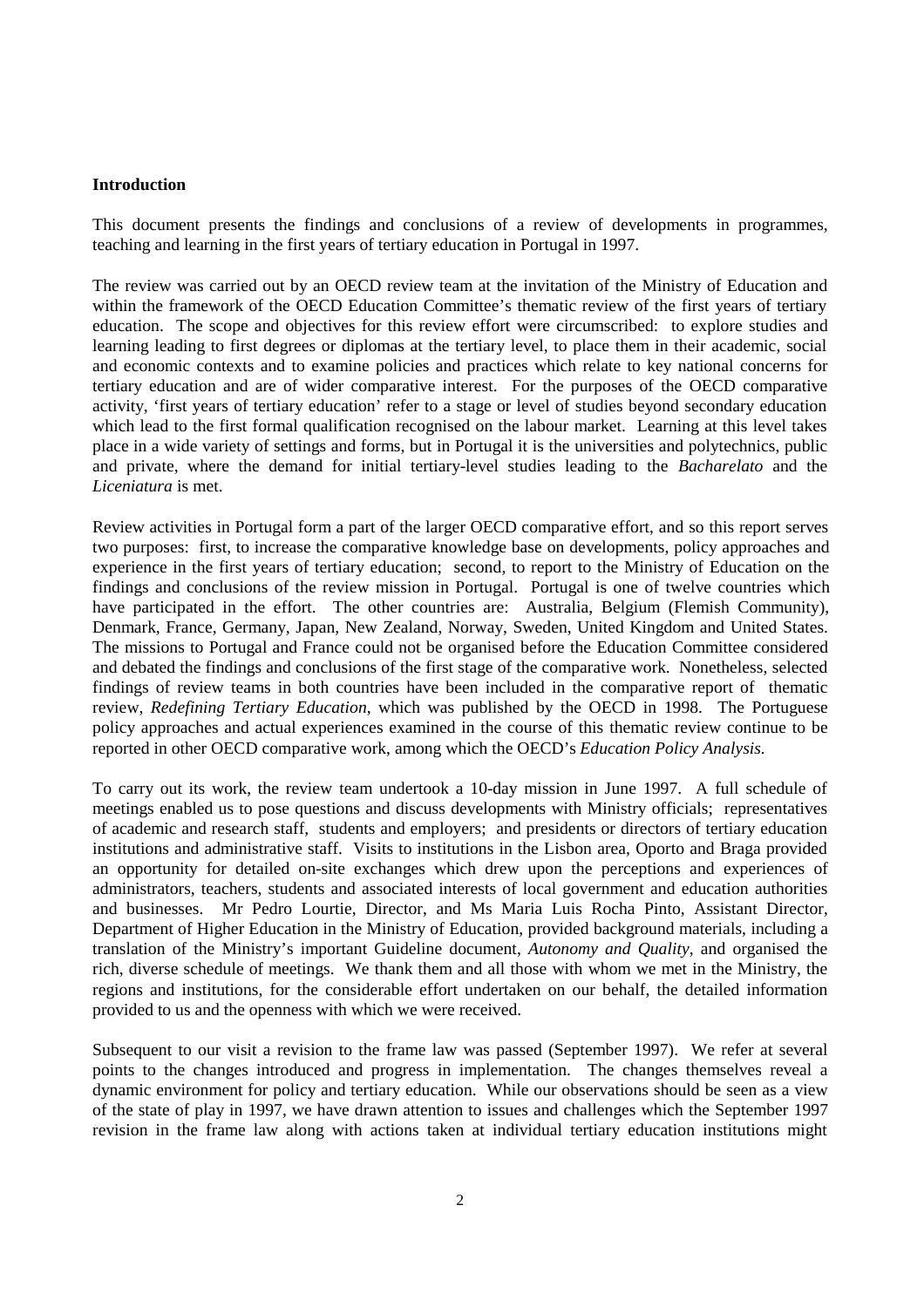**Introduction**

This document presents the findings and conclusions of a review of developments in programmes, teaching and learning in the first years of tertiary education in Portugal in 1997.

The review was carried out by an OECD review team at the invitation of the Ministry of Education and within the framework of the OECD Education Committee's thematic review of the first years of tertiary education. The scope and objectives for this review effort were circumscribed: to explore studies and learning leading to first degrees or diplomas at the tertiary level, to place them in their academic, social and economic contexts and to examine policies and practices which relate to key national concerns for tertiary education and are of wider comparative interest. For the purposes of the OECD comparative activity, 'first years of tertiary education' refer to a stage or level of studies beyond secondary education which lead to the first formal qualification recognised on the labour market. Learning at this level takes place in a wide variety of settings and forms, but in Portugal it is the universities and polytechnics, public and private, where the demand for initial tertiary-level studies leading to the *Bacharelato* and the *Liceniatura* is met.

Review activities in Portugal form a part of the larger OECD comparative effort, and so this report serves two purposes: first, to increase the comparative knowledge base on developments, policy approaches and experience in the first years of tertiary education; second, to report to the Ministry of Education on the findings and conclusions of the review mission in Portugal. Portugal is one of twelve countries which have participated in the effort. The other countries are: Australia, Belgium (Flemish Community), Denmark, France, Germany, Japan, New Zealand, Norway, Sweden, United Kingdom and United States. The missions to Portugal and France could not be organised before the Education Committee considered and debated the findings and conclusions of the first stage of the comparative work. Nonetheless, selected findings of review teams in both countries have been included in the comparative report of thematic review, *Redefining Tertiary Education*, which was published by the OECD in 1998. The Portuguese policy approaches and actual experiences examined in the course of this thematic review continue to be reported in other OECD comparative work, among which the OECD's *Education Policy Analysis.*

To carry out its work, the review team undertook a 10-day mission in June 1997. A full schedule of meetings enabled us to pose questions and discuss developments with Ministry officials; representatives of academic and research staff, students and employers; and presidents or directors of tertiary education institutions and administrative staff. Visits to institutions in the Lisbon area, Oporto and Braga provided an opportunity for detailed on-site exchanges which drew upon the perceptions and experiences of administrators, teachers, students and associated interests of local government and education authorities and businesses. Mr Pedro Lourtie, Director, and Ms Maria Luis Rocha Pinto, Assistant Director, Department of Higher Education in the Ministry of Education, provided background materials, including a translation of the Ministry's important Guideline document, *Autonomy and Quality*, and organised the rich, diverse schedule of meetings. We thank them and all those with whom we met in the Ministry, the regions and institutions, for the considerable effort undertaken on our behalf, the detailed information provided to us and the openness with which we were received.

Subsequent to our visit a revision to the frame law was passed (September 1997). We refer at several points to the changes introduced and progress in implementation. The changes themselves reveal a dynamic environment for policy and tertiary education. While our observations should be seen as a view of the state of play in 1997, we have drawn attention to issues and challenges which the September 1997 revision in the frame law along with actions taken at individual tertiary education institutions might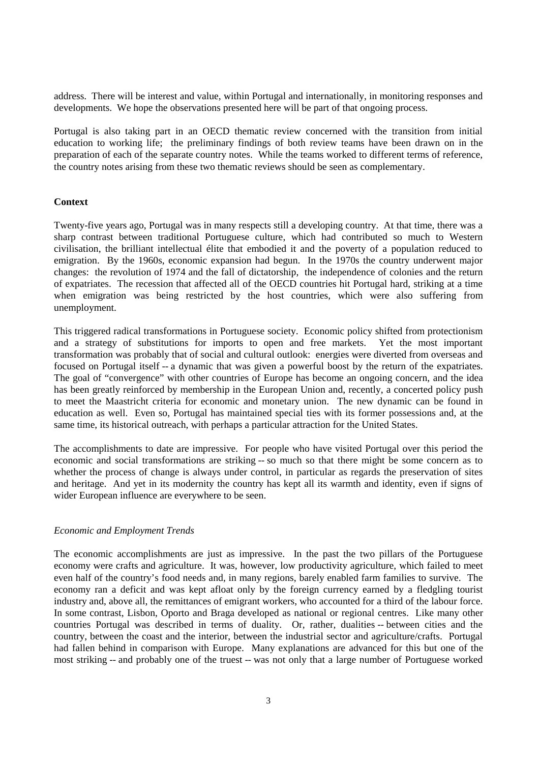address. There will be interest and value, within Portugal and internationally, in monitoring responses and developments. We hope the observations presented here will be part of that ongoing process.

Portugal is also taking part in an OECD thematic review concerned with the transition from initial education to working life; the preliminary findings of both review teams have been drawn on in the preparation of each of the separate country notes. While the teams worked to different terms of reference, the country notes arising from these two thematic reviews should be seen as complementary.

## Context

Twenty-five years ago, Portugal was in many respects still a developing country. At that time, there was a sharp contrast between traditional Portuguese culture, which had contributed so much to Western civilisation, the brilliant intellectual élite that embodied it and the poverty of a population reduced to emigration. By the 1960s, economic expansion had begun. In the 1970s the country underwent major changes: the revolution of 1974 and the fall of dictatorship, the independence of colonies and the return of expatriates. The recession that affected all of the OECD countries hit Portugal hard, striking at a time when emigration was being restricted by the host countries, which were also suffering from unemployment.

This triggered radical transformations in Portuguese society. Economic policy shifted from protectionism and a strategy of substitutions for imports to open and free markets. Yet the most important transformation was probably that of social and cultural outlook: energies were diverted from overseas and focused on Portugal itself -- a dynamic that was given a powerful boost by the return of the expatriates. The goal of "convergence" with other countries of Europe has become an ongoing concern, and the idea has been greatly reinforced by membership in the European Union and, recently, a concerted policy push to meet the Maastricht criteria for economic and monetary union. The new dynamic can be found in education as well. Even so, Portugal has maintained special ties with its former possessions and, at the same time, its historical outreach, with perhaps a particular attraction for the United States.

The accomplishments to date are impressive. For people who have visited Portugal over this period the economic and social transformations are striking -- so much so that there might be some concern as to whether the process of change is always under control, in particular as regards the preservation of sites and heritage. And yet in its modernity the country has kept all its warmth and identity, even if signs of wider European influence are everywhere to be seen.

### *Economic and Employment Trends*

The economic accomplishments are just as impressive. In the past the two pillars of the Portuguese economy were crafts and agriculture. It was, however, low productivity agriculture, which failed to meet even half of the country's food needs and, in many regions, barely enabled farm families to survive. The economy ran a deficit and was kept afloat only by the foreign currency earned by a fledgling tourist industry and, above all, the remittances of emigrant workers, who accounted for a third of the labour force. In some contrast, Lisbon, Oporto and Braga developed as national or regional centres. Like many other countries Portugal was described in terms of duality. Or, rather, dualities -- between cities and the country, between the coast and the interior, between the industrial sector and agriculture/crafts. Portugal had fallen behind in comparison with Europe. Many explanations are advanced for this but one of the most striking -- and probably one of the truest -- was not only that a large number of Portuguese worked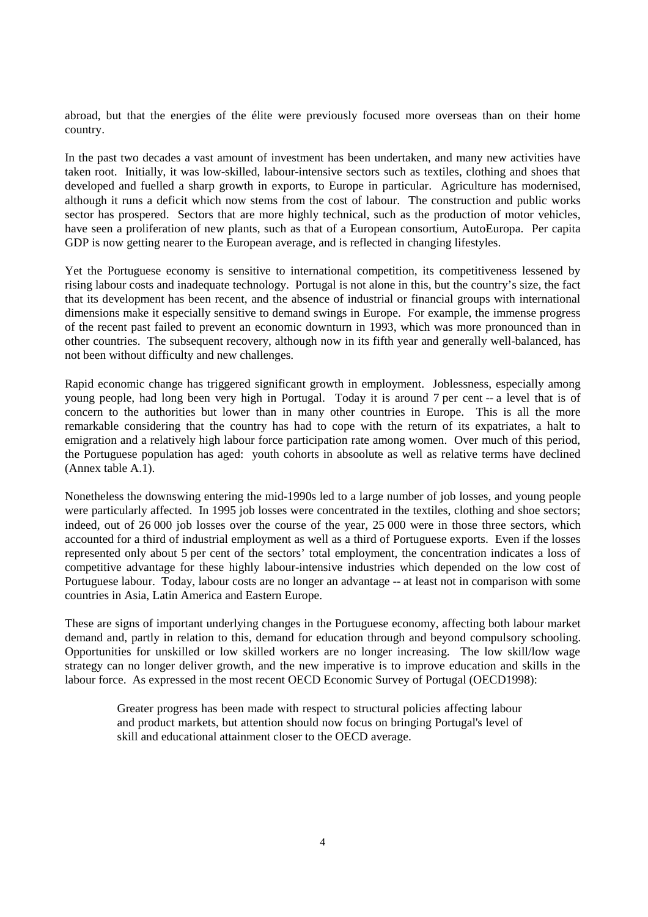abroad, but that the energies of the élite were previously focused more overseas than on their home country.

In the past two decades a vast amount of investment has been undertaken, and many new activities have taken root. Initially, it was low-skilled, labour-intensive sectors such as textiles, clothing and shoes that developed and fuelled a sharp growth in exports, to Europe in particular. Agriculture has modernised, although it runs a deficit which now stems from the cost of labour. The construction and public works sector has prospered. Sectors that are more highly technical, such as the production of motor vehicles, have seen a proliferation of new plants, such as that of a European consortium, AutoEuropa. Per capita GDP is now getting nearer to the European average, and is reflected in changing lifestyles.

Yet the Portuguese economy is sensitive to international competition, its competitiveness lessened by rising labour costs and inadequate technology. Portugal is not alone in this, but the country's size, the fact that its development has been recent, and the absence of industrial or financial groups with international dimensions make it especially sensitive to demand swings in Europe. For example, the immense progress of the recent past failed to prevent an economic downturn in 1993, which was more pronounced than in other countries. The subsequent recovery, although now in its fifth year and generally well-balanced, has not been without difficulty and new challenges.

Rapid economic change has triggered significant growth in employment. Joblessness, especially among young people, had long been very high in Portugal. Today it is around 7 per cent -- a level that is of concern to the authorities but lower than in many other countries in Europe. This is all the more remarkable considering that the country has had to cope with the return of its expatriates, a halt to emigration and a relatively high labour force participation rate among women. Over much of this period, the Portuguese population has aged: youth cohorts in absoolute as well as relative terms have declined (Annex table A.1).

Nonetheless the downswing entering the mid-1990s led to a large number of job losses, and young people were particularly affected. In 1995 job losses were concentrated in the textiles, clothing and shoe sectors; indeed, out of 26 000 job losses over the course of the year, 25 000 were in those three sectors, which accounted for a third of industrial employment as well as a third of Portuguese exports. Even if the losses represented only about 5 per cent of the sectors' total employment, the concentration indicates a loss of competitive advantage for these highly labour-intensive industries which depended on the low cost of Portuguese labour. Today, labour costs are no longer an advantage -- at least not in comparison with some countries in Asia, Latin America and Eastern Europe.

These are signs of important underlying changes in the Portuguese economy, affecting both labour market demand and, partly in relation to this, demand for education through and beyond compulsory schooling. Opportunities for unskilled or low skilled workers are no longer increasing. The low skill/low wage strategy can no longer deliver growth, and the new imperative is to improve education and skills in the labour force. As expressed in the most recent OECD Economic Survey of Portugal (OECD1998):

> Greater progress has been made with respect to structural policies affecting labour and product markets, but attention should now focus on bringing Portugal's level of skill and educational attainment closer to the OECD average.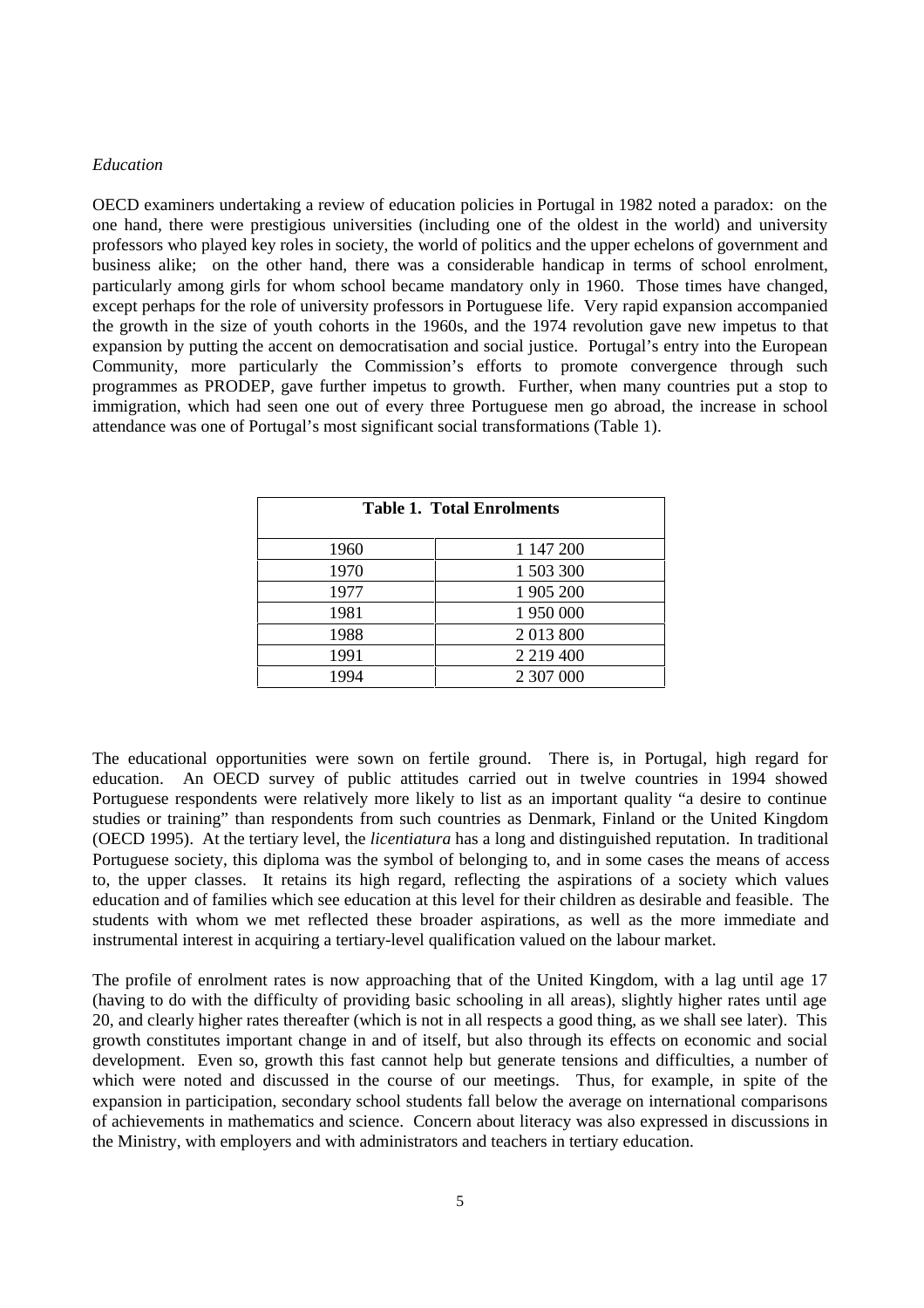*Education*

OECD examiners undertaking a review of education policies in Portugal in 1982 noted a paradox: on the one hand, there were prestigious universities (including one of the oldest in the world) and university professors who played key roles in society, the world of politics and the upper echelons of government and business alike; on the other hand, there was a considerable handicap in terms of school enrolment, particularly among girls for whom school became mandatory only in 1960. Those times have changed, except perhaps for the role of university professors in Portuguese life. Very rapid expansion accompanied the growth in the size of youth cohorts in the 1960s, and the 1974 revolution gave new impetus to that expansion by putting the accent on democratisation and social justice. Portugal's entry into the European Community, more particularly the Commission's efforts to promote convergence through such programmes as PRODEP, gave further impetus to growth. Further, when many countries put a stop to immigration, which had seen one out of every three Portuguese men go abroad, the increase in school attendance was one of Portugal's most significant social transformations (Table 1).

**Table 1. Total Enrolments**

| | |
|---|---|
| 1960 | 1 147 200 |
| 1970 | 1 503 300 |
| 1977 | 1 905 200 |
| 1981 | 1 950 000 |
| 1988 | 2 013 800 |
| 1991 | 2 219 400 |
| 1994 | 2 307 000 |

The educational opportunities were sown on fertile ground. There is, in Portugal, high regard for education. An OECD survey of public attitudes carried out in twelve countries in 1994 showed Portuguese respondents were relatively more likely to list as an important quality "a desire to continue studies or training" than respondents from such countries as Denmark, Finland or the United Kingdom (OECD 1995). At the tertiary level, the *licentiatura* has a long and distinguished reputation. In traditional Portuguese society, this diploma was the symbol of belonging to, and in some cases the means of access to, the upper classes. It retains its high regard, reflecting the aspirations of a society which values education and of families which see education at this level for their children as desirable and feasible. The students with whom we met reflected these broader aspirations, as well as the more immediate and instrumental interest in acquiring a tertiary-level qualification valued on the labour market.

The profile of enrolment rates is now approaching that of the United Kingdom, with a lag until age 17 (having to do with the difficulty of providing basic schooling in all areas), slightly higher rates until age 20, and clearly higher rates thereafter (which is not in all respects a good thing, as we shall see later). This growth constitutes important change in and of itself, but also through its effects on economic and social development. Even so, growth this fast cannot help but generate tensions and difficulties, a number of which were noted and discussed in the course of our meetings. Thus, for example, in spite of the expansion in participation, secondary school students fall below the average on international comparisons of achievements in mathematics and science. Concern about literacy was also expressed in discussions in the Ministry, with employers and with administrators and teachers in tertiary education.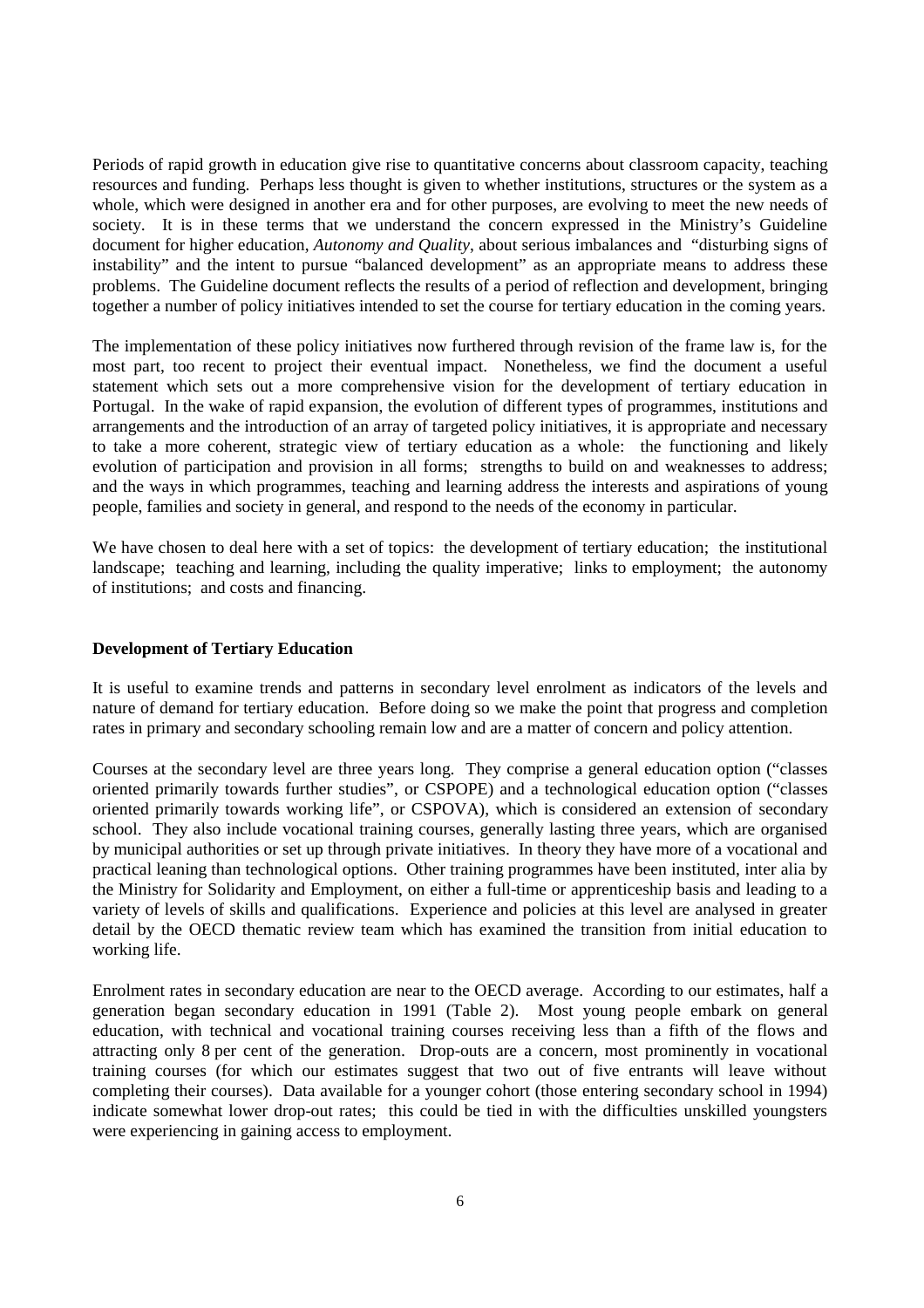Periods of rapid growth in education give rise to quantitative concerns about classroom capacity, teaching resources and funding. Perhaps less thought is given to whether institutions, structures or the system as a whole, which were designed in another era and for other purposes, are evolving to meet the new needs of society. It is in these terms that we understand the concern expressed in the Ministry's Guideline document for higher education, *Autonomy and Quality*, about serious imbalances and "disturbing signs of instability" and the intent to pursue "balanced development" as an appropriate means to address these problems. The Guideline document reflects the results of a period of reflection and development, bringing together a number of policy initiatives intended to set the course for tertiary education in the coming years.

The implementation of these policy initiatives now furthered through revision of the frame law is, for the most part, too recent to project their eventual impact. Nonetheless, we find the document a useful statement which sets out a more comprehensive vision for the development of tertiary education in Portugal. In the wake of rapid expansion, the evolution of different types of programmes, institutions and arrangements and the introduction of an array of targeted policy initiatives, it is appropriate and necessary to take a more coherent, strategic view of tertiary education as a whole: the functioning and likely evolution of participation and provision in all forms; strengths to build on and weaknesses to address; and the ways in which programmes, teaching and learning address the interests and aspirations of young people, families and society in general, and respond to the needs of the economy in particular.

We have chosen to deal here with a set of topics: the development of tertiary education; the institutional landscape; teaching and learning, including the quality imperative; links to employment; the autonomy of institutions; and costs and financing.

## Development of Tertiary Education

It is useful to examine trends and patterns in secondary level enrolment as indicators of the levels and nature of demand for tertiary education. Before doing so we make the point that progress and completion rates in primary and secondary schooling remain low and are a matter of concern and policy attention.

Courses at the secondary level are three years long. They comprise a general education option ("classes oriented primarily towards further studies", or CSPOPE) and a technological education option ("classes oriented primarily towards working life", or CSPOVA), which is considered an extension of secondary school. They also include vocational training courses, generally lasting three years, which are organised by municipal authorities or set up through private initiatives. In theory they have more of a vocational and practical leaning than technological options. Other training programmes have been instituted, inter alia by the Ministry for Solidarity and Employment, on either a full-time or apprenticeship basis and leading to a variety of levels of skills and qualifications. Experience and policies at this level are analysed in greater detail by the OECD thematic review team which has examined the transition from initial education to working life.

Enrolment rates in secondary education are near to the OECD average. According to our estimates, half a generation began secondary education in 1991 (Table 2). Most young people embark on general education, with technical and vocational training courses receiving less than a fifth of the flows and attracting only 8 per cent of the generation. Drop-outs are a concern, most prominently in vocational training courses (for which our estimates suggest that two out of five entrants will leave without completing their courses). Data available for a younger cohort (those entering secondary school in 1994) indicate somewhat lower drop-out rates; this could be tied in with the difficulties unskilled youngsters were experiencing in gaining access to employment.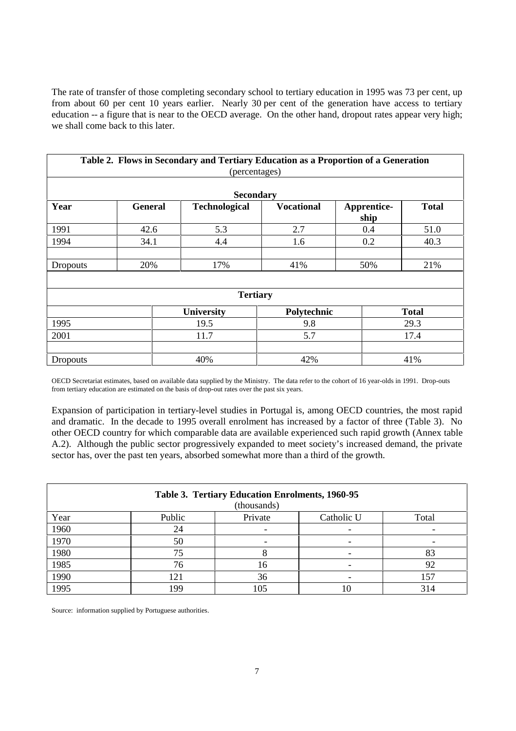The rate of transfer of those completing secondary school to tertiary education in 1995 was 73 per cent, up from about 60 per cent 10 years earlier. Nearly 30 per cent of the generation have access to tertiary education -- a figure that is near to the OECD average. On the other hand, dropout rates appear very high; we shall come back to this later.

**Table 2. Flows in Secondary and Tertiary Education as a Proportion of a Generation**
(percentages)

| Secondary | | | | | |
|---|---|---|---|---|---|
| **Year** | **General** | **Technological** | **Vocational** | **Apprentice-ship** | **Total** |
| 1991 | 42.6 | 5.3 | 2.7 | 0.4 | 51.0 |
| 1994 | 34.1 | 4.4 | 1.6 | 0.2 | 40.3 |
| | | | | | |
| Dropouts | 20% | 17% | 41% | 50% | 21% |

| Tertiary | | | |
|---|---|---|---|
| | **University** | **Polytechnic** | **Total** |
| 1995 | 19.5 | 9.8 | 29.3 |
| 2001 | 11.7 | 5.7 | 17.4 |
| | | | |
| Dropouts | 40% | 42% | 41% |

OECD Secretariat estimates, based on available data supplied by the Ministry. The data refer to the cohort of 16 year-olds in 1991. Drop-outs from tertiary education are estimated on the basis of drop-out rates over the past six years.

Expansion of participation in tertiary-level studies in Portugal is, among OECD countries, the most rapid and dramatic. In the decade to 1995 overall enrolment has increased by a factor of three (Table 3). No other OECD country for which comparable data are available experienced such rapid growth (Annex table A.2). Although the public sector progressively expanded to meet society's increased demand, the private sector has, over the past ten years, absorbed somewhat more than a third of the growth.

**Table 3. Tertiary Education Enrolments, 1960-95**
(thousands)

| Year | Public | Private | Catholic U | Total |
|---|---|---|---|---|
| 1960 | 24 | - | - | - |
| 1970 | 50 | - | - | - |
| 1980 | 75 | 8 | - | 83 |
| 1985 | 76 | 16 | - | 92 |
| 1990 | 121 | 36 | - | 157 |
| 1995 | 199 | 105 | 10 | 314 |

Source: information supplied by Portuguese authorities.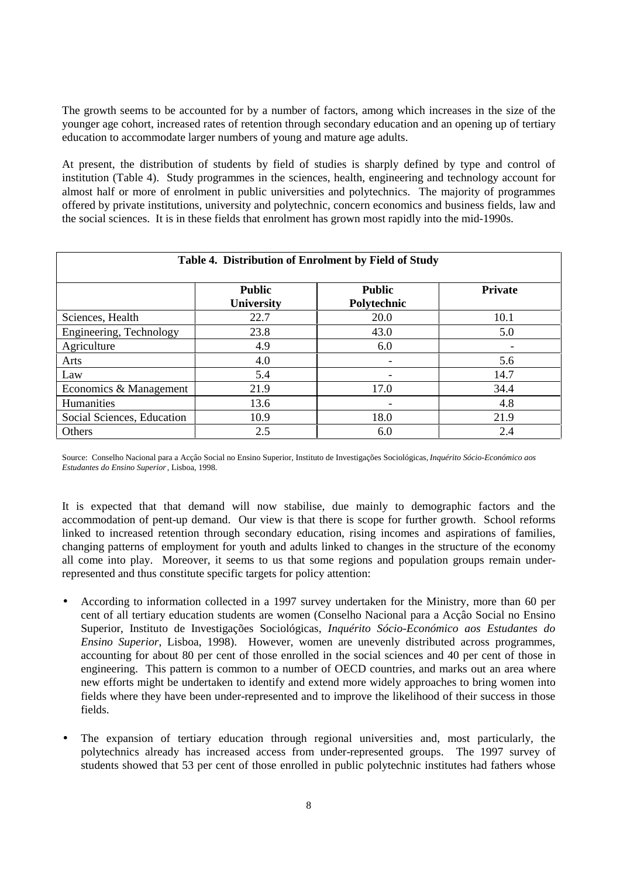The growth seems to be accounted for by a number of factors, among which increases in the size of the younger age cohort, increased rates of retention through secondary education and an opening up of tertiary education to accommodate larger numbers of young and mature age adults.

At present, the distribution of students by field of studies is sharply defined by type and control of institution (Table 4). Study programmes in the sciences, health, engineering and technology account for almost half or more of enrolment in public universities and polytechnics. The majority of programmes offered by private institutions, university and polytechnic, concern economics and business fields, law and the social sciences. It is in these fields that enrolment has grown most rapidly into the mid-1990s.

**Table 4. Distribution of Enrolment by Field of Study**

| | Public University | Public Polytechnic | Private |
|---|---|---|---|
| Sciences, Health | 22.7 | 20.0 | 10.1 |
| Engineering, Technology | 23.8 | 43.0 | 5.0 |
| Agriculture | 4.9 | 6.0 | - |
| Arts | 4.0 | - | 5.6 |
| Law | 5.4 | - | 14.7 |
| Economics & Management | 21.9 | 17.0 | 34.4 |
| Humanities | 13.6 | - | 4.8 |
| Social Sciences, Education | 10.9 | 18.0 | 21.9 |
| Others | 2.5 | 6.0 | 2.4 |

Source: Conselho Nacional para a Acção Social no Ensino Superior, Instituto de Investigações Sociológicas, *Inquérito Sócio-Económico aos Estudantes do Ensino Superior*, Lisboa, 1998.

It is expected that that demand will now stabilise, due mainly to demographic factors and the accommodation of pent-up demand. Our view is that there is scope for further growth. School reforms linked to increased retention through secondary education, rising incomes and aspirations of families, changing patterns of employment for youth and adults linked to changes in the structure of the economy all come into play. Moreover, it seems to us that some regions and population groups remain under-represented and thus constitute specific targets for policy attention:

- According to information collected in a 1997 survey undertaken for the Ministry, more than 60 per cent of all tertiary education students are women (Conselho Nacional para a Acção Social no Ensino Superior, Instituto de Investigações Sociológicas, *Inquérito Sócio-Económico aos Estudantes do Ensino Superior*, Lisboa, 1998). However, women are unevenly distributed across programmes, accounting for about 80 per cent of those enrolled in the social sciences and 40 per cent of those in engineering. This pattern is common to a number of OECD countries, and marks out an area where new efforts might be undertaken to identify and extend more widely approaches to bring women into fields where they have been under-represented and to improve the likelihood of their success in those fields.

- The expansion of tertiary education through regional universities and, most particularly, the polytechnics already has increased access from under-represented groups. The 1997 survey of students showed that 53 per cent of those enrolled in public polytechnic institutes had fathers whose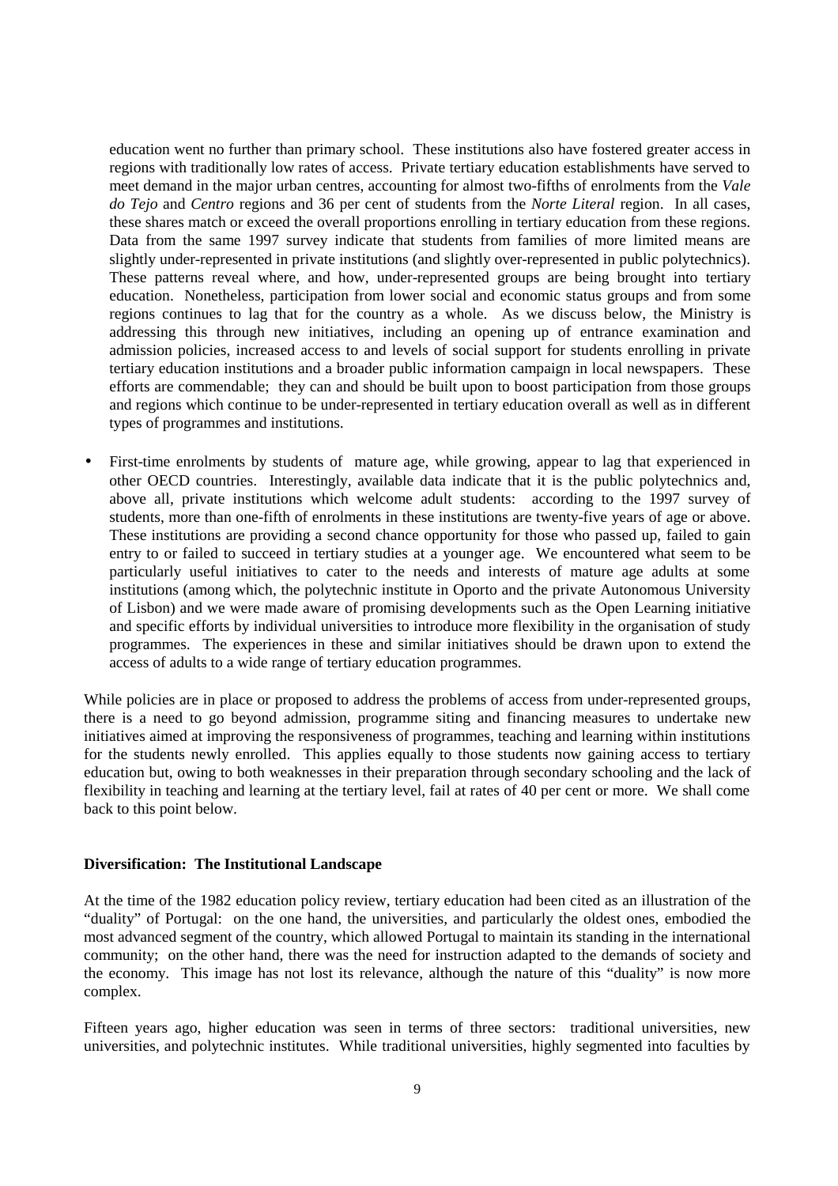education went no further than primary school. These institutions also have fostered greater access in regions with traditionally low rates of access. Private tertiary education establishments have served to meet demand in the major urban centres, accounting for almost two-fifths of enrolments from the *Vale do Tejo* and *Centro* regions and 36 per cent of students from the *Norte Literal* region. In all cases, these shares match or exceed the overall proportions enrolling in tertiary education from these regions. Data from the same 1997 survey indicate that students from families of more limited means are slightly under-represented in private institutions (and slightly over-represented in public polytechnics). These patterns reveal where, and how, under-represented groups are being brought into tertiary education. Nonetheless, participation from lower social and economic status groups and from some regions continues to lag that for the country as a whole. As we discuss below, the Ministry is addressing this through new initiatives, including an opening up of entrance examination and admission policies, increased access to and levels of social support for students enrolling in private tertiary education institutions and a broader public information campaign in local newspapers. These efforts are commendable; they can and should be built upon to boost participation from those groups and regions which continue to be under-represented in tertiary education overall as well as in different types of programmes and institutions.

- First-time enrolments by students of mature age, while growing, appear to lag that experienced in other OECD countries. Interestingly, available data indicate that it is the public polytechnics and, above all, private institutions which welcome adult students: according to the 1997 survey of students, more than one-fifth of enrolments in these institutions are twenty-five years of age or above. These institutions are providing a second chance opportunity for those who passed up, failed to gain entry to or failed to succeed in tertiary studies at a younger age. We encountered what seem to be particularly useful initiatives to cater to the needs and interests of mature age adults at some institutions (among which, the polytechnic institute in Oporto and the private Autonomous University of Lisbon) and we were made aware of promising developments such as the Open Learning initiative and specific efforts by individual universities to introduce more flexibility in the organisation of study programmes. The experiences in these and similar initiatives should be drawn upon to extend the access of adults to a wide range of tertiary education programmes.

While policies are in place or proposed to address the problems of access from under-represented groups, there is a need to go beyond admission, programme siting and financing measures to undertake new initiatives aimed at improving the responsiveness of programmes, teaching and learning within institutions for the students newly enrolled. This applies equally to those students now gaining access to tertiary education but, owing to both weaknesses in their preparation through secondary schooling and the lack of flexibility in teaching and learning at the tertiary level, fail at rates of 40 per cent or more. We shall come back to this point below.

**Diversification: The Institutional Landscape**

At the time of the 1982 education policy review, tertiary education had been cited as an illustration of the "duality" of Portugal: on the one hand, the universities, and particularly the oldest ones, embodied the most advanced segment of the country, which allowed Portugal to maintain its standing in the international community; on the other hand, there was the need for instruction adapted to the demands of society and the economy. This image has not lost its relevance, although the nature of this "duality" is now more complex.

Fifteen years ago, higher education was seen in terms of three sectors: traditional universities, new universities, and polytechnic institutes. While traditional universities, highly segmented into faculties by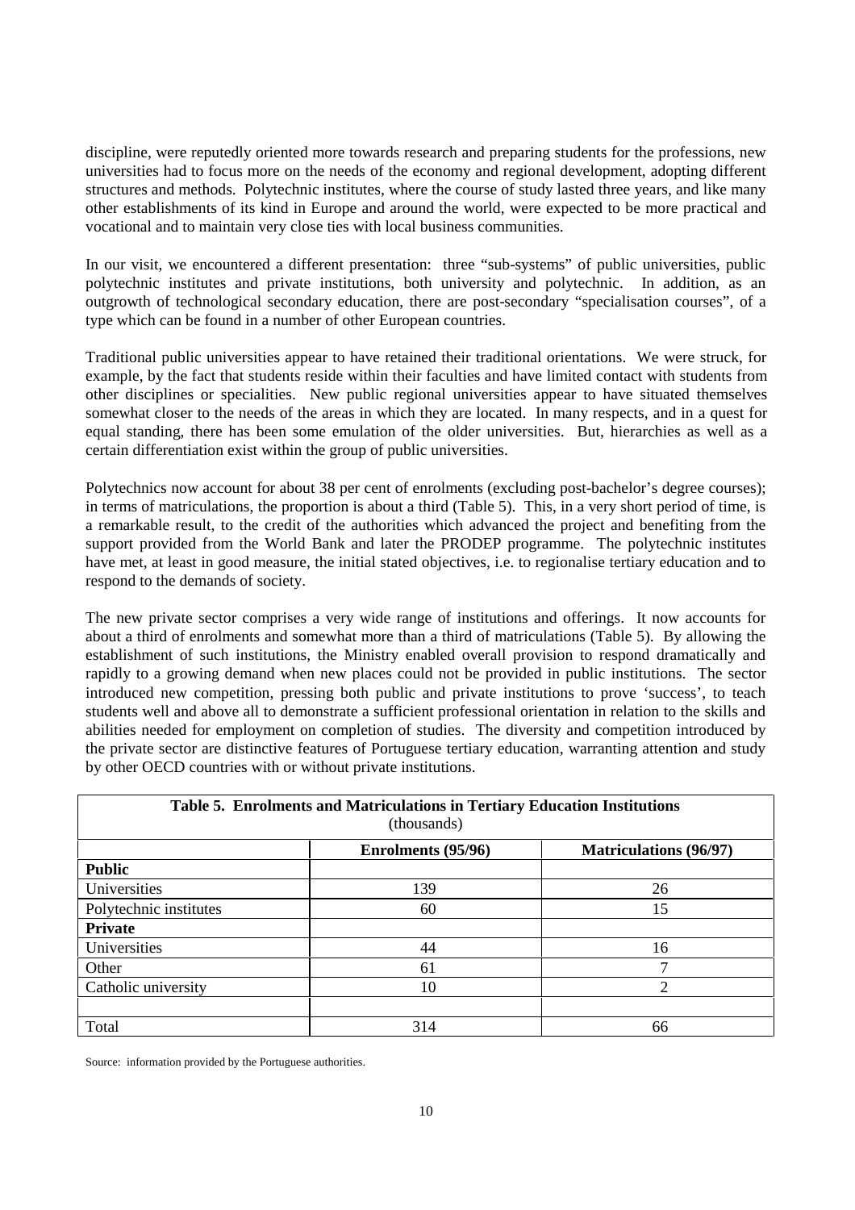discipline, were reputedly oriented more towards research and preparing students for the professions, new universities had to focus more on the needs of the economy and regional development, adopting different structures and methods. Polytechnic institutes, where the course of study lasted three years, and like many other establishments of its kind in Europe and around the world, were expected to be more practical and vocational and to maintain very close ties with local business communities.

In our visit, we encountered a different presentation: three "sub-systems" of public universities, public polytechnic institutes and private institutions, both university and polytechnic. In addition, as an outgrowth of technological secondary education, there are post-secondary "specialisation courses", of a type which can be found in a number of other European countries.

Traditional public universities appear to have retained their traditional orientations. We were struck, for example, by the fact that students reside within their faculties and have limited contact with students from other disciplines or specialities. New public regional universities appear to have situated themselves somewhat closer to the needs of the areas in which they are located. In many respects, and in a quest for equal standing, there has been some emulation of the older universities. But, hierarchies as well as a certain differentiation exist within the group of public universities.

Polytechnics now account for about 38 per cent of enrolments (excluding post-bachelor's degree courses); in terms of matriculations, the proportion is about a third (Table 5). This, in a very short period of time, is a remarkable result, to the credit of the authorities which advanced the project and benefiting from the support provided from the World Bank and later the PRODEP programme. The polytechnic institutes have met, at least in good measure, the initial stated objectives, i.e. to regionalise tertiary education and to respond to the demands of society.

The new private sector comprises a very wide range of institutions and offerings. It now accounts for about a third of enrolments and somewhat more than a third of matriculations (Table 5). By allowing the establishment of such institutions, the Ministry enabled overall provision to respond dramatically and rapidly to a growing demand when new places could not be provided in public institutions. The sector introduced new competition, pressing both public and private institutions to prove 'success', to teach students well and above all to demonstrate a sufficient professional orientation in relation to the skills and abilities needed for employment on completion of studies. The diversity and competition introduced by the private sector are distinctive features of Portuguese tertiary education, warranting attention and study by other OECD countries with or without private institutions.

**Table 5. Enrolments and Matriculations in Tertiary Education Institutions**
(thousands)

| | Enrolments (95/96) | Matriculations (96/97) |
|---|---|---|
| **Public** | | |
| Universities | 139 | 26 |
| Polytechnic institutes | 60 | 15 |
| **Private** | | |
| Universities | 44 | 16 |
| Other | 61 | 7 |
| Catholic university | 10 | 2 |
| | | |
| Total | 314 | 66 |

Source: information provided by the Portuguese authorities.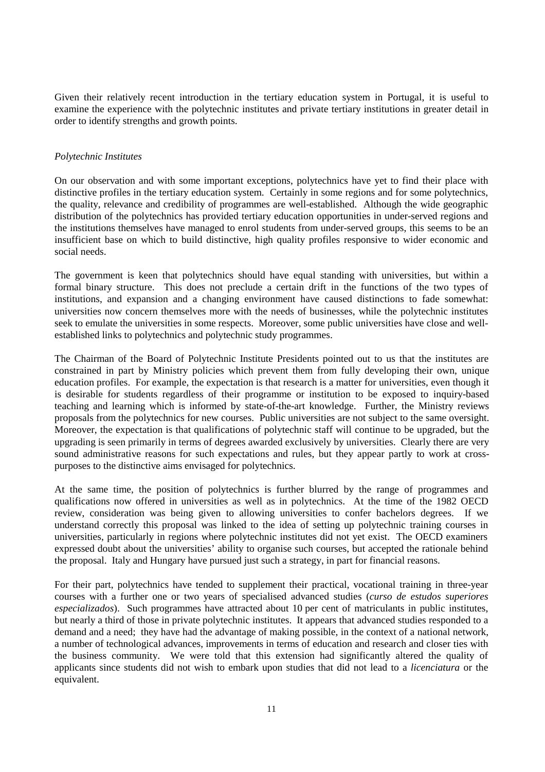Given their relatively recent introduction in the tertiary education system in Portugal, it is useful to examine the experience with the polytechnic institutes and private tertiary institutions in greater detail in order to identify strengths and growth points.

*Polytechnic Institutes*

On our observation and with some important exceptions, polytechnics have yet to find their place with distinctive profiles in the tertiary education system. Certainly in some regions and for some polytechnics, the quality, relevance and credibility of programmes are well-established. Although the wide geographic distribution of the polytechnics has provided tertiary education opportunities in under-served regions and the institutions themselves have managed to enrol students from under-served groups, this seems to be an insufficient base on which to build distinctive, high quality profiles responsive to wider economic and social needs.

The government is keen that polytechnics should have equal standing with universities, but within a formal binary structure. This does not preclude a certain drift in the functions of the two types of institutions, and expansion and a changing environment have caused distinctions to fade somewhat: universities now concern themselves more with the needs of businesses, while the polytechnic institutes seek to emulate the universities in some respects. Moreover, some public universities have close and well-established links to polytechnics and polytechnic study programmes.

The Chairman of the Board of Polytechnic Institute Presidents pointed out to us that the institutes are constrained in part by Ministry policies which prevent them from fully developing their own, unique education profiles. For example, the expectation is that research is a matter for universities, even though it is desirable for students regardless of their programme or institution to be exposed to inquiry-based teaching and learning which is informed by state-of-the-art knowledge. Further, the Ministry reviews proposals from the polytechnics for new courses. Public universities are not subject to the same oversight. Moreover, the expectation is that qualifications of polytechnic staff will continue to be upgraded, but the upgrading is seen primarily in terms of degrees awarded exclusively by universities. Clearly there are very sound administrative reasons for such expectations and rules, but they appear partly to work at cross-purposes to the distinctive aims envisaged for polytechnics.

At the same time, the position of polytechnics is further blurred by the range of programmes and qualifications now offered in universities as well as in polytechnics. At the time of the 1982 OECD review, consideration was being given to allowing universities to confer bachelors degrees. If we understand correctly this proposal was linked to the idea of setting up polytechnic training courses in universities, particularly in regions where polytechnic institutes did not yet exist. The OECD examiners expressed doubt about the universities' ability to organise such courses, but accepted the rationale behind the proposal. Italy and Hungary have pursued just such a strategy, in part for financial reasons.

For their part, polytechnics have tended to supplement their practical, vocational training in three-year courses with a further one or two years of specialised advanced studies (*curso de estudos superiores especializados*). Such programmes have attracted about 10 per cent of matriculants in public institutes, but nearly a third of those in private polytechnic institutes. It appears that advanced studies responded to a demand and a need; they have had the advantage of making possible, in the context of a national network, a number of technological advances, improvements in terms of education and research and closer ties with the business community. We were told that this extension had significantly altered the quality of applicants since students did not wish to embark upon studies that did not lead to a *licenciatura* or the equivalent.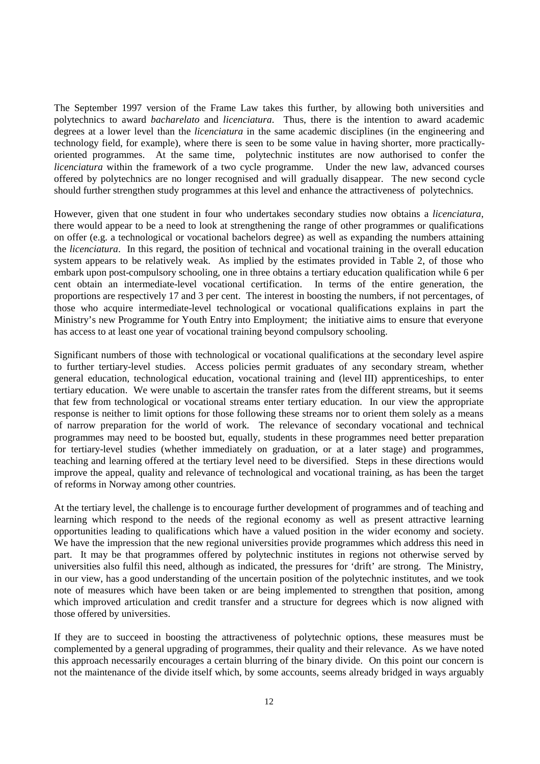The September 1997 version of the Frame Law takes this further, by allowing both universities and polytechnics to award *bacharelato* and *licenciatura*. Thus, there is the intention to award academic degrees at a lower level than the *licenciatura* in the same academic disciplines (in the engineering and technology field, for example), where there is seen to be some value in having shorter, more practically-oriented programmes. At the same time, polytechnic institutes are now authorised to confer the *licenciatura* within the framework of a two cycle programme. Under the new law, advanced courses offered by polytechnics are no longer recognised and will gradually disappear. The new second cycle should further strengthen study programmes at this level and enhance the attractiveness of polytechnics.

However, given that one student in four who undertakes secondary studies now obtains a *licenciatura*, there would appear to be a need to look at strengthening the range of other programmes or qualifications on offer (e.g. a technological or vocational bachelors degree) as well as expanding the numbers attaining the *licenciatura*. In this regard, the position of technical and vocational training in the overall education system appears to be relatively weak. As implied by the estimates provided in Table 2, of those who embark upon post-compulsory schooling, one in three obtains a tertiary education qualification while 6 per cent obtain an intermediate-level vocational certification. In terms of the entire generation, the proportions are respectively 17 and 3 per cent. The interest in boosting the numbers, if not percentages, of those who acquire intermediate-level technological or vocational qualifications explains in part the Ministry's new Programme for Youth Entry into Employment; the initiative aims to ensure that everyone has access to at least one year of vocational training beyond compulsory schooling.

Significant numbers of those with technological or vocational qualifications at the secondary level aspire to further tertiary-level studies. Access policies permit graduates of any secondary stream, whether general education, technological education, vocational training and (level III) apprenticeships, to enter tertiary education. We were unable to ascertain the transfer rates from the different streams, but it seems that few from technological or vocational streams enter tertiary education. In our view the appropriate response is neither to limit options for those following these streams nor to orient them solely as a means of narrow preparation for the world of work. The relevance of secondary vocational and technical programmes may need to be boosted but, equally, students in these programmes need better preparation for tertiary-level studies (whether immediately on graduation, or at a later stage) and programmes, teaching and learning offered at the tertiary level need to be diversified. Steps in these directions would improve the appeal, quality and relevance of technological and vocational training, as has been the target of reforms in Norway among other countries.

At the tertiary level, the challenge is to encourage further development of programmes and of teaching and learning which respond to the needs of the regional economy as well as present attractive learning opportunities leading to qualifications which have a valued position in the wider economy and society. We have the impression that the new regional universities provide programmes which address this need in part. It may be that programmes offered by polytechnic institutes in regions not otherwise served by universities also fulfil this need, although as indicated, the pressures for 'drift' are strong. The Ministry, in our view, has a good understanding of the uncertain position of the polytechnic institutes, and we took note of measures which have been taken or are being implemented to strengthen that position, among which improved articulation and credit transfer and a structure for degrees which is now aligned with those offered by universities.

If they are to succeed in boosting the attractiveness of polytechnic options, these measures must be complemented by a general upgrading of programmes, their quality and their relevance. As we have noted this approach necessarily encourages a certain blurring of the binary divide. On this point our concern is not the maintenance of the divide itself which, by some accounts, seems already bridged in ways arguably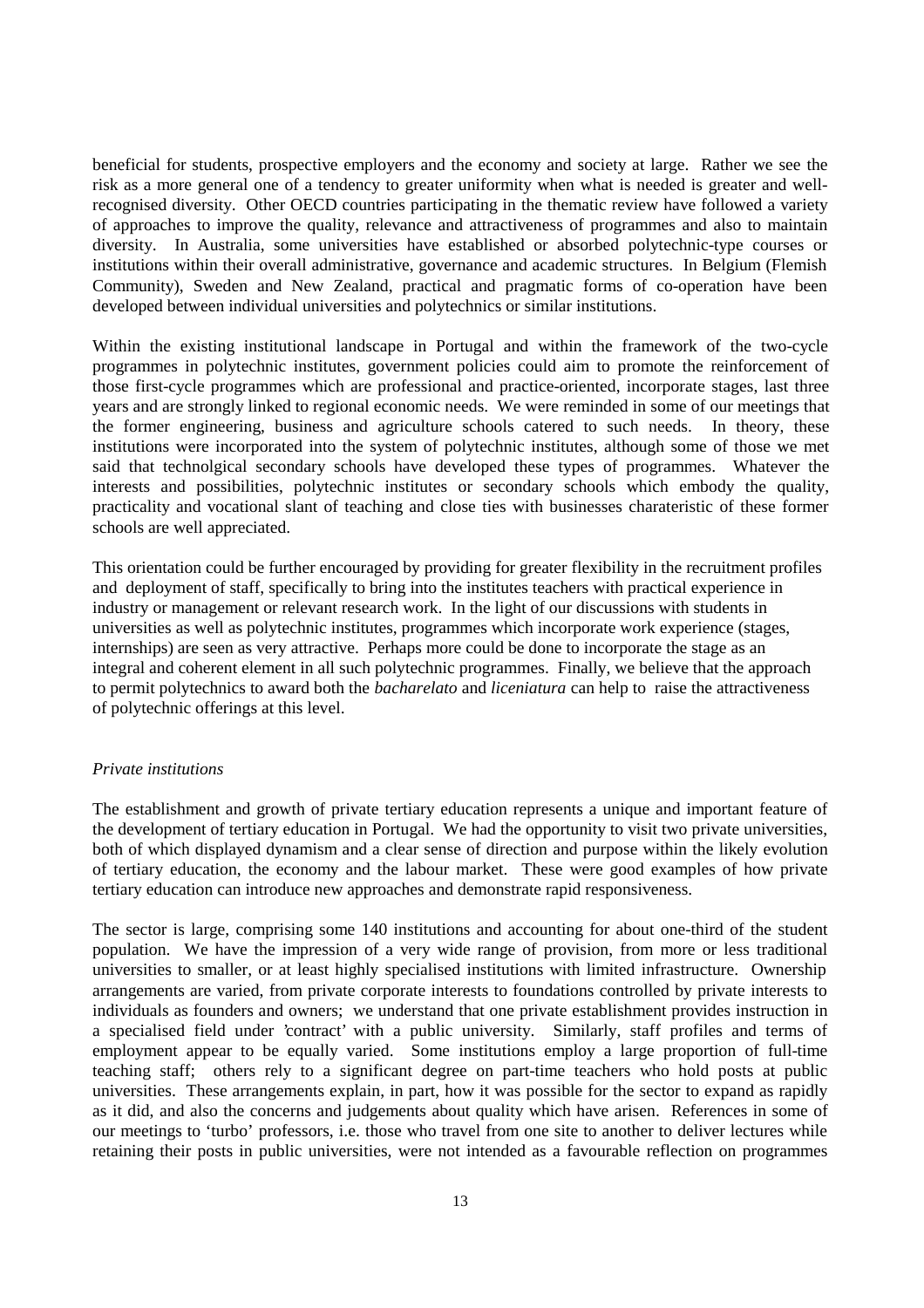beneficial for students, prospective employers and the economy and society at large. Rather we see the risk as a more general one of a tendency to greater uniformity when what is needed is greater and well-recognised diversity. Other OECD countries participating in the thematic review have followed a variety of approaches to improve the quality, relevance and attractiveness of programmes and also to maintain diversity. In Australia, some universities have established or absorbed polytechnic-type courses or institutions within their overall administrative, governance and academic structures. In Belgium (Flemish Community), Sweden and New Zealand, practical and pragmatic forms of co-operation have been developed between individual universities and polytechnics or similar institutions.

Within the existing institutional landscape in Portugal and within the framework of the two-cycle programmes in polytechnic institutes, government policies could aim to promote the reinforcement of those first-cycle programmes which are professional and practice-oriented, incorporate stages, last three years and are strongly linked to regional economic needs. We were reminded in some of our meetings that the former engineering, business and agriculture schools catered to such needs. In theory, these institutions were incorporated into the system of polytechnic institutes, although some of those we met said that technolgical secondary schools have developed these types of programmes. Whatever the interests and possibilities, polytechnic institutes or secondary schools which embody the quality, practicality and vocational slant of teaching and close ties with businesses charateristic of these former schools are well appreciated.

This orientation could be further encouraged by providing for greater flexibility in the recruitment profiles and deployment of staff, specifically to bring into the institutes teachers with practical experience in industry or management or relevant research work. In the light of our discussions with students in universities as well as polytechnic institutes, programmes which incorporate work experience (stages, internships) are seen as very attractive. Perhaps more could be done to incorporate the stage as an integral and coherent element in all such polytechnic programmes. Finally, we believe that the approach to permit polytechnics to award both the *bacharelato* and *liceniatura* can help to raise the attractiveness of polytechnic offerings at this level.

*Private institutions*

The establishment and growth of private tertiary education represents a unique and important feature of the development of tertiary education in Portugal. We had the opportunity to visit two private universities, both of which displayed dynamism and a clear sense of direction and purpose within the likely evolution of tertiary education, the economy and the labour market. These were good examples of how private tertiary education can introduce new approaches and demonstrate rapid responsiveness.

The sector is large, comprising some 140 institutions and accounting for about one-third of the student population. We have the impression of a very wide range of provision, from more or less traditional universities to smaller, or at least highly specialised institutions with limited infrastructure. Ownership arrangements are varied, from private corporate interests to foundations controlled by private interests to individuals as founders and owners; we understand that one private establishment provides instruction in a specialised field under 'contract' with a public university. Similarly, staff profiles and terms of employment appear to be equally varied. Some institutions employ a large proportion of full-time teaching staff; others rely to a significant degree on part-time teachers who hold posts at public universities. These arrangements explain, in part, how it was possible for the sector to expand as rapidly as it did, and also the concerns and judgements about quality which have arisen. References in some of our meetings to 'turbo' professors, i.e. those who travel from one site to another to deliver lectures while retaining their posts in public universities, were not intended as a favourable reflection on programmes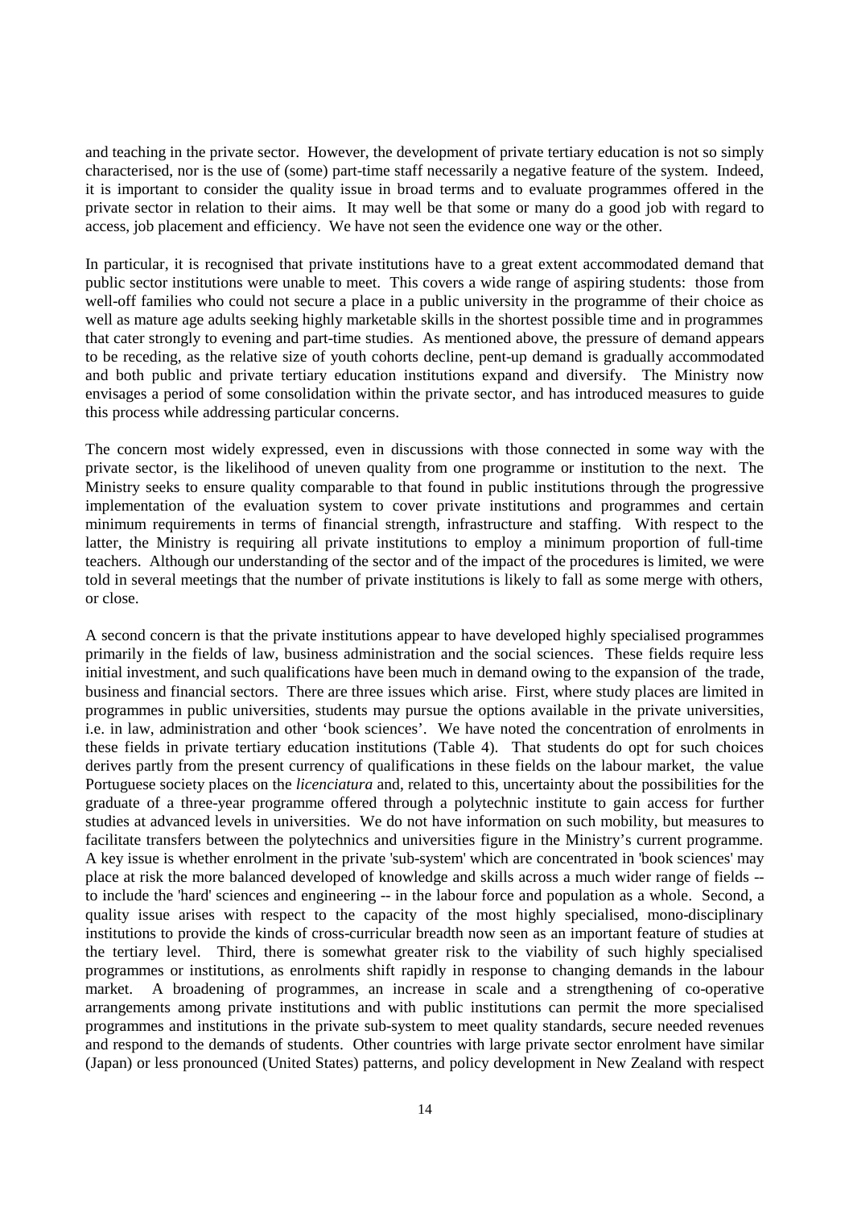and teaching in the private sector. However, the development of private tertiary education is not so simply characterised, nor is the use of (some) part-time staff necessarily a negative feature of the system. Indeed, it is important to consider the quality issue in broad terms and to evaluate programmes offered in the private sector in relation to their aims. It may well be that some or many do a good job with regard to access, job placement and efficiency. We have not seen the evidence one way or the other.

In particular, it is recognised that private institutions have to a great extent accommodated demand that public sector institutions were unable to meet. This covers a wide range of aspiring students: those from well-off families who could not secure a place in a public university in the programme of their choice as well as mature age adults seeking highly marketable skills in the shortest possible time and in programmes that cater strongly to evening and part-time studies. As mentioned above, the pressure of demand appears to be receding, as the relative size of youth cohorts decline, pent-up demand is gradually accommodated and both public and private tertiary education institutions expand and diversify. The Ministry now envisages a period of some consolidation within the private sector, and has introduced measures to guide this process while addressing particular concerns.

The concern most widely expressed, even in discussions with those connected in some way with the private sector, is the likelihood of uneven quality from one programme or institution to the next. The Ministry seeks to ensure quality comparable to that found in public institutions through the progressive implementation of the evaluation system to cover private institutions and programmes and certain minimum requirements in terms of financial strength, infrastructure and staffing. With respect to the latter, the Ministry is requiring all private institutions to employ a minimum proportion of full-time teachers. Although our understanding of the sector and of the impact of the procedures is limited, we were told in several meetings that the number of private institutions is likely to fall as some merge with others, or close.

A second concern is that the private institutions appear to have developed highly specialised programmes primarily in the fields of law, business administration and the social sciences. These fields require less initial investment, and such qualifications have been much in demand owing to the expansion of the trade, business and financial sectors. There are three issues which arise. First, where study places are limited in programmes in public universities, students may pursue the options available in the private universities, i.e. in law, administration and other 'book sciences'. We have noted the concentration of enrolments in these fields in private tertiary education institutions (Table 4). That students do opt for such choices derives partly from the present currency of qualifications in these fields on the labour market, the value Portuguese society places on the *licenciatura* and, related to this, uncertainty about the possibilities for the graduate of a three-year programme offered through a polytechnic institute to gain access for further studies at advanced levels in universities. We do not have information on such mobility, but measures to facilitate transfers between the polytechnics and universities figure in the Ministry's current programme. A key issue is whether enrolment in the private 'sub-system' which are concentrated in 'book sciences' may place at risk the more balanced developed of knowledge and skills across a much wider range of fields -- to include the 'hard' sciences and engineering -- in the labour force and population as a whole. Second, a quality issue arises with respect to the capacity of the most highly specialised, mono-disciplinary institutions to provide the kinds of cross-curricular breadth now seen as an important feature of studies at the tertiary level. Third, there is somewhat greater risk to the viability of such highly specialised programmes or institutions, as enrolments shift rapidly in response to changing demands in the labour market. A broadening of programmes, an increase in scale and a strengthening of co-operative arrangements among private institutions and with public institutions can permit the more specialised programmes and institutions in the private sub-system to meet quality standards, secure needed revenues and respond to the demands of students. Other countries with large private sector enrolment have similar (Japan) or less pronounced (United States) patterns, and policy development in New Zealand with respect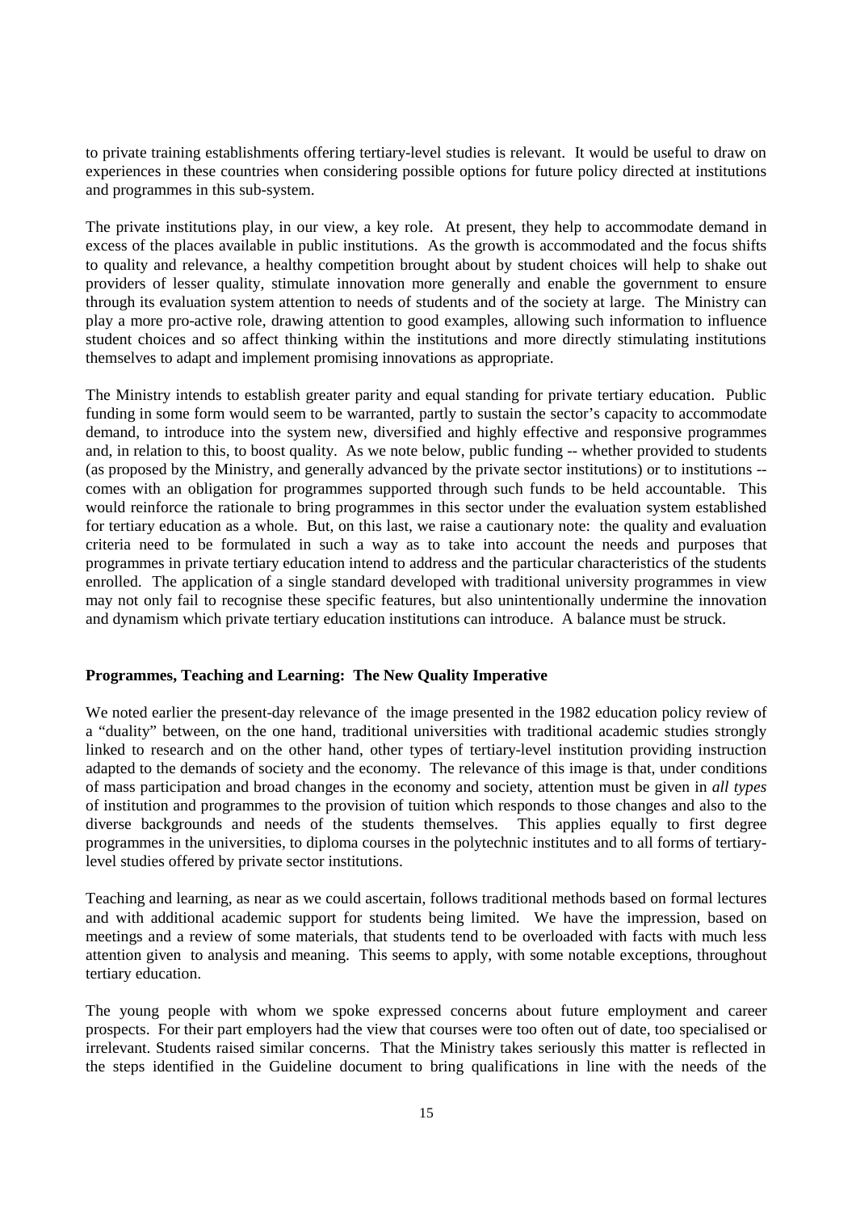to private training establishments offering tertiary-level studies is relevant. It would be useful to draw on experiences in these countries when considering possible options for future policy directed at institutions and programmes in this sub-system.

The private institutions play, in our view, a key role. At present, they help to accommodate demand in excess of the places available in public institutions. As the growth is accommodated and the focus shifts to quality and relevance, a healthy competition brought about by student choices will help to shake out providers of lesser quality, stimulate innovation more generally and enable the government to ensure through its evaluation system attention to needs of students and of the society at large. The Ministry can play a more pro-active role, drawing attention to good examples, allowing such information to influence student choices and so affect thinking within the institutions and more directly stimulating institutions themselves to adapt and implement promising innovations as appropriate.

The Ministry intends to establish greater parity and equal standing for private tertiary education. Public funding in some form would seem to be warranted, partly to sustain the sector's capacity to accommodate demand, to introduce into the system new, diversified and highly effective and responsive programmes and, in relation to this, to boost quality. As we note below, public funding -- whether provided to students (as proposed by the Ministry, and generally advanced by the private sector institutions) or to institutions -- comes with an obligation for programmes supported through such funds to be held accountable. This would reinforce the rationale to bring programmes in this sector under the evaluation system established for tertiary education as a whole. But, on this last, we raise a cautionary note: the quality and evaluation criteria need to be formulated in such a way as to take into account the needs and purposes that programmes in private tertiary education intend to address and the particular characteristics of the students enrolled. The application of a single standard developed with traditional university programmes in view may not only fail to recognise these specific features, but also unintentionally undermine the innovation and dynamism which private tertiary education institutions can introduce. A balance must be struck.

**Programmes, Teaching and Learning: The New Quality Imperative**

We noted earlier the present-day relevance of the image presented in the 1982 education policy review of a "duality" between, on the one hand, traditional universities with traditional academic studies strongly linked to research and on the other hand, other types of tertiary-level institution providing instruction adapted to the demands of society and the economy. The relevance of this image is that, under conditions of mass participation and broad changes in the economy and society, attention must be given in *all types* of institution and programmes to the provision of tuition which responds to those changes and also to the diverse backgrounds and needs of the students themselves. This applies equally to first degree programmes in the universities, to diploma courses in the polytechnic institutes and to all forms of tertiary-level studies offered by private sector institutions.

Teaching and learning, as near as we could ascertain, follows traditional methods based on formal lectures and with additional academic support for students being limited. We have the impression, based on meetings and a review of some materials, that students tend to be overloaded with facts with much less attention given to analysis and meaning. This seems to apply, with some notable exceptions, throughout tertiary education.

The young people with whom we spoke expressed concerns about future employment and career prospects. For their part employers had the view that courses were too often out of date, too specialised or irrelevant. Students raised similar concerns. That the Ministry takes seriously this matter is reflected in the steps identified in the Guideline document to bring qualifications in line with the needs of the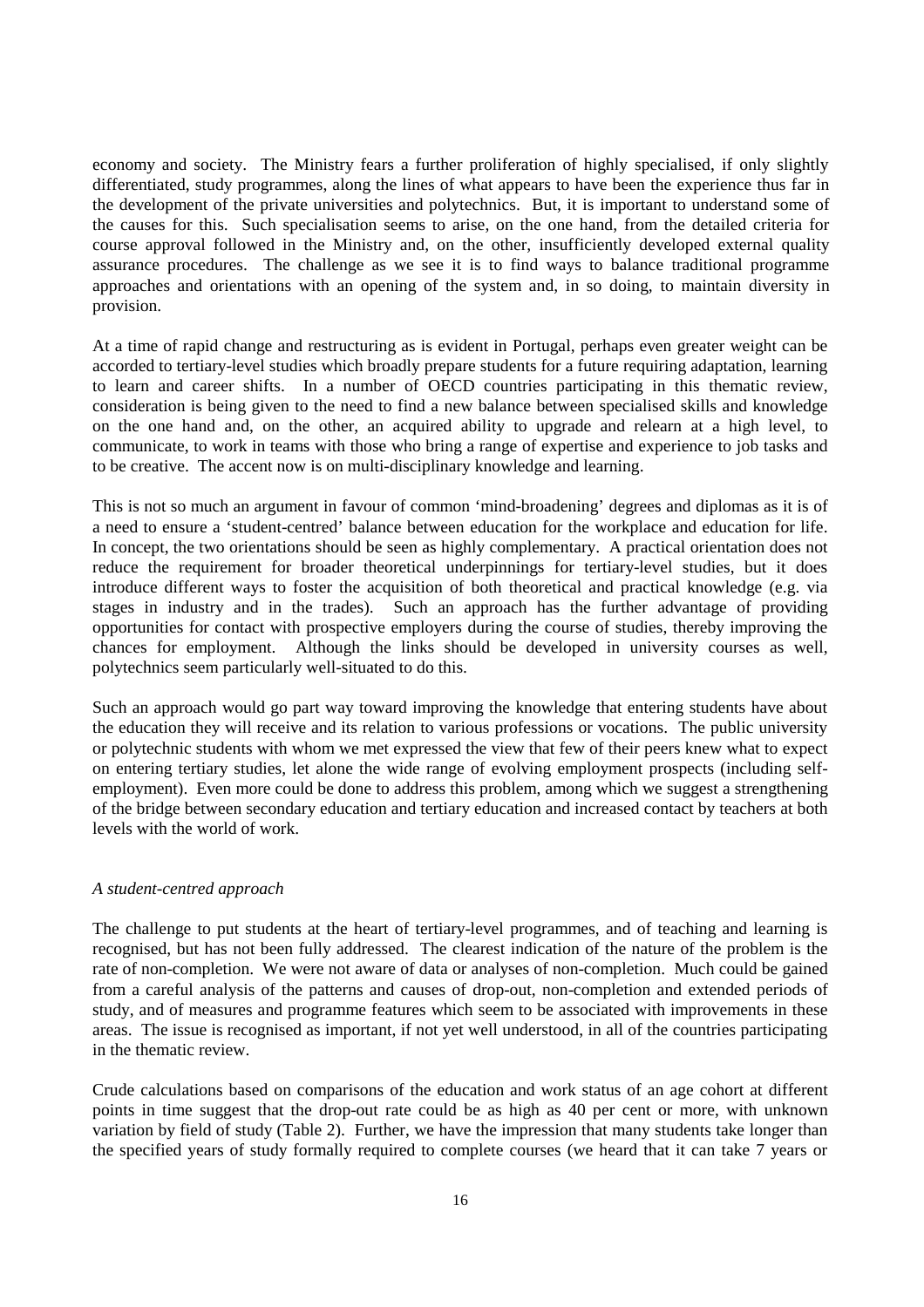economy and society. The Ministry fears a further proliferation of highly specialised, if only slightly differentiated, study programmes, along the lines of what appears to have been the experience thus far in the development of the private universities and polytechnics. But, it is important to understand some of the causes for this. Such specialisation seems to arise, on the one hand, from the detailed criteria for course approval followed in the Ministry and, on the other, insufficiently developed external quality assurance procedures. The challenge as we see it is to find ways to balance traditional programme approaches and orientations with an opening of the system and, in so doing, to maintain diversity in provision.

At a time of rapid change and restructuring as is evident in Portugal, perhaps even greater weight can be accorded to tertiary-level studies which broadly prepare students for a future requiring adaptation, learning to learn and career shifts. In a number of OECD countries participating in this thematic review, consideration is being given to the need to find a new balance between specialised skills and knowledge on the one hand and, on the other, an acquired ability to upgrade and relearn at a high level, to communicate, to work in teams with those who bring a range of expertise and experience to job tasks and to be creative. The accent now is on multi-disciplinary knowledge and learning.

This is not so much an argument in favour of common 'mind-broadening' degrees and diplomas as it is of a need to ensure a 'student-centred' balance between education for the workplace and education for life. In concept, the two orientations should be seen as highly complementary. A practical orientation does not reduce the requirement for broader theoretical underpinnings for tertiary-level studies, but it does introduce different ways to foster the acquisition of both theoretical and practical knowledge (e.g. via stages in industry and in the trades). Such an approach has the further advantage of providing opportunities for contact with prospective employers during the course of studies, thereby improving the chances for employment. Although the links should be developed in university courses as well, polytechnics seem particularly well-situated to do this.

Such an approach would go part way toward improving the knowledge that entering students have about the education they will receive and its relation to various professions or vocations. The public university or polytechnic students with whom we met expressed the view that few of their peers knew what to expect on entering tertiary studies, let alone the wide range of evolving employment prospects (including self-employment). Even more could be done to address this problem, among which we suggest a strengthening of the bridge between secondary education and tertiary education and increased contact by teachers at both levels with the world of work.

*A student-centred approach*

The challenge to put students at the heart of tertiary-level programmes, and of teaching and learning is recognised, but has not been fully addressed. The clearest indication of the nature of the problem is the rate of non-completion. We were not aware of data or analyses of non-completion. Much could be gained from a careful analysis of the patterns and causes of drop-out, non-completion and extended periods of study, and of measures and programme features which seem to be associated with improvements in these areas. The issue is recognised as important, if not yet well understood, in all of the countries participating in the thematic review.

Crude calculations based on comparisons of the education and work status of an age cohort at different points in time suggest that the drop-out rate could be as high as 40 per cent or more, with unknown variation by field of study (Table 2). Further, we have the impression that many students take longer than the specified years of study formally required to complete courses (we heard that it can take 7 years or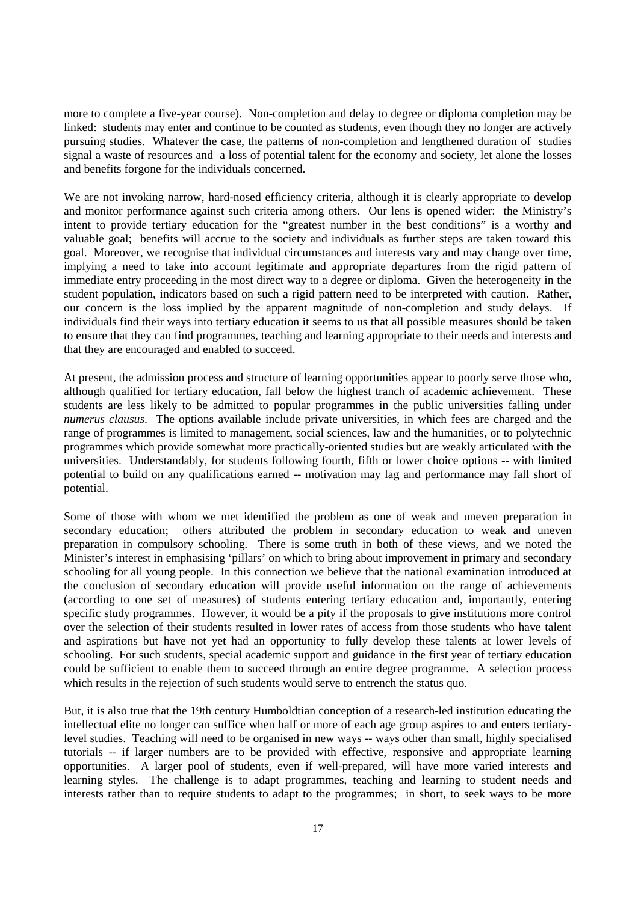more to complete a five-year course). Non-completion and delay to degree or diploma completion may be linked: students may enter and continue to be counted as students, even though they no longer are actively pursuing studies. Whatever the case, the patterns of non-completion and lengthened duration of studies signal a waste of resources and a loss of potential talent for the economy and society, let alone the losses and benefits forgone for the individuals concerned.

We are not invoking narrow, hard-nosed efficiency criteria, although it is clearly appropriate to develop and monitor performance against such criteria among others. Our lens is opened wider: the Ministry's intent to provide tertiary education for the "greatest number in the best conditions" is a worthy and valuable goal; benefits will accrue to the society and individuals as further steps are taken toward this goal. Moreover, we recognise that individual circumstances and interests vary and may change over time, implying a need to take into account legitimate and appropriate departures from the rigid pattern of immediate entry proceeding in the most direct way to a degree or diploma. Given the heterogeneity in the student population, indicators based on such a rigid pattern need to be interpreted with caution. Rather, our concern is the loss implied by the apparent magnitude of non-completion and study delays. If individuals find their ways into tertiary education it seems to us that all possible measures should be taken to ensure that they can find programmes, teaching and learning appropriate to their needs and interests and that they are encouraged and enabled to succeed.

At present, the admission process and structure of learning opportunities appear to poorly serve those who, although qualified for tertiary education, fall below the highest tranch of academic achievement. These students are less likely to be admitted to popular programmes in the public universities falling under *numerus clausus*. The options available include private universities, in which fees are charged and the range of programmes is limited to management, social sciences, law and the humanities, or to polytechnic programmes which provide somewhat more practically-oriented studies but are weakly articulated with the universities. Understandably, for students following fourth, fifth or lower choice options -- with limited potential to build on any qualifications earned -- motivation may lag and performance may fall short of potential.

Some of those with whom we met identified the problem as one of weak and uneven preparation in secondary education; others attributed the problem in secondary education to weak and uneven preparation in compulsory schooling. There is some truth in both of these views, and we noted the Minister's interest in emphasising 'pillars' on which to bring about improvement in primary and secondary schooling for all young people. In this connection we believe that the national examination introduced at the conclusion of secondary education will provide useful information on the range of achievements (according to one set of measures) of students entering tertiary education and, importantly, entering specific study programmes. However, it would be a pity if the proposals to give institutions more control over the selection of their students resulted in lower rates of access from those students who have talent and aspirations but have not yet had an opportunity to fully develop these talents at lower levels of schooling. For such students, special academic support and guidance in the first year of tertiary education could be sufficient to enable them to succeed through an entire degree programme. A selection process which results in the rejection of such students would serve to entrench the status quo.

But, it is also true that the 19th century Humboldtian conception of a research-led institution educating the intellectual elite no longer can suffice when half or more of each age group aspires to and enters tertiary-level studies. Teaching will need to be organised in new ways -- ways other than small, highly specialised tutorials -- if larger numbers are to be provided with effective, responsive and appropriate learning opportunities. A larger pool of students, even if well-prepared, will have more varied interests and learning styles. The challenge is to adapt programmes, teaching and learning to student needs and interests rather than to require students to adapt to the programmes; in short, to seek ways to be more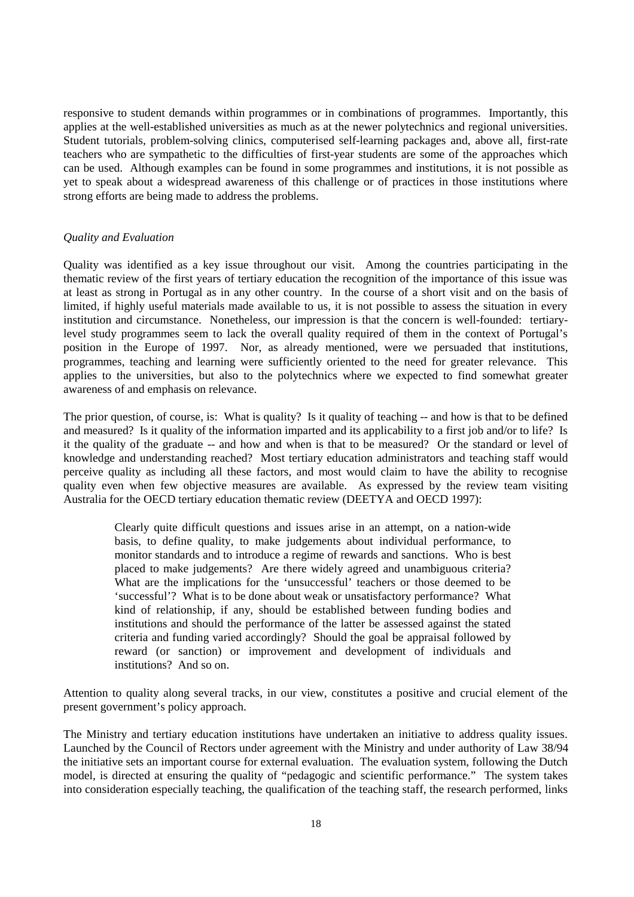responsive to student demands within programmes or in combinations of programmes. Importantly, this applies at the well-established universities as much as at the newer polytechnics and regional universities. Student tutorials, problem-solving clinics, computerised self-learning packages and, above all, first-rate teachers who are sympathetic to the difficulties of first-year students are some of the approaches which can be used. Although examples can be found in some programmes and institutions, it is not possible as yet to speak about a widespread awareness of this challenge or of practices in those institutions where strong efforts are being made to address the problems.

*Quality and Evaluation*

Quality was identified as a key issue throughout our visit. Among the countries participating in the thematic review of the first years of tertiary education the recognition of the importance of this issue was at least as strong in Portugal as in any other country. In the course of a short visit and on the basis of limited, if highly useful materials made available to us, it is not possible to assess the situation in every institution and circumstance. Nonetheless, our impression is that the concern is well-founded: tertiary-level study programmes seem to lack the overall quality required of them in the context of Portugal's position in the Europe of 1997. Nor, as already mentioned, were we persuaded that institutions, programmes, teaching and learning were sufficiently oriented to the need for greater relevance. This applies to the universities, but also to the polytechnics where we expected to find somewhat greater awareness of and emphasis on relevance.

The prior question, of course, is: What is quality? Is it quality of teaching -- and how is that to be defined and measured? Is it quality of the information imparted and its applicability to a first job and/or to life? Is it the quality of the graduate -- and how and when is that to be measured? Or the standard or level of knowledge and understanding reached? Most tertiary education administrators and teaching staff would perceive quality as including all these factors, and most would claim to have the ability to recognise quality even when few objective measures are available. As expressed by the review team visiting Australia for the OECD tertiary education thematic review (DEETYA and OECD 1997):

> Clearly quite difficult questions and issues arise in an attempt, on a nation-wide basis, to define quality, to make judgements about individual performance, to monitor standards and to introduce a regime of rewards and sanctions. Who is best placed to make judgements? Are there widely agreed and unambiguous criteria? What are the implications for the 'unsuccessful' teachers or those deemed to be 'successful'? What is to be done about weak or unsatisfactory performance? What kind of relationship, if any, should be established between funding bodies and institutions and should the performance of the latter be assessed against the stated criteria and funding varied accordingly? Should the goal be appraisal followed by reward (or sanction) or improvement and development of individuals and institutions? And so on.

Attention to quality along several tracks, in our view, constitutes a positive and crucial element of the present government's policy approach.

The Ministry and tertiary education institutions have undertaken an initiative to address quality issues. Launched by the Council of Rectors under agreement with the Ministry and under authority of Law 38/94 the initiative sets an important course for external evaluation. The evaluation system, following the Dutch model, is directed at ensuring the quality of "pedagogic and scientific performance." The system takes into consideration especially teaching, the qualification of the teaching staff, the research performed, links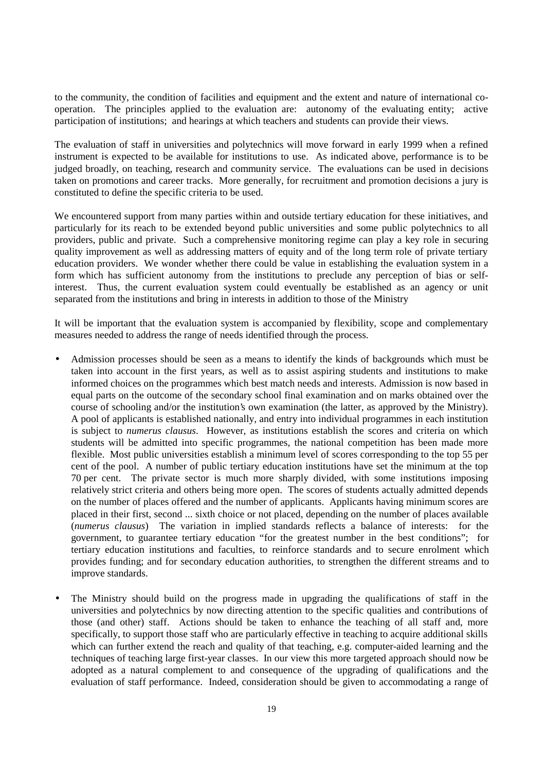to the community, the condition of facilities and equipment and the extent and nature of international co-operation. The principles applied to the evaluation are: autonomy of the evaluating entity; active participation of institutions; and hearings at which teachers and students can provide their views.

The evaluation of staff in universities and polytechnics will move forward in early 1999 when a refined instrument is expected to be available for institutions to use. As indicated above, performance is to be judged broadly, on teaching, research and community service. The evaluations can be used in decisions taken on promotions and career tracks. More generally, for recruitment and promotion decisions a jury is constituted to define the specific criteria to be used.

We encountered support from many parties within and outside tertiary education for these initiatives, and particularly for its reach to be extended beyond public universities and some public polytechnics to all providers, public and private. Such a comprehensive monitoring regime can play a key role in securing quality improvement as well as addressing matters of equity and of the long term role of private tertiary education providers. We wonder whether there could be value in establishing the evaluation system in a form which has sufficient autonomy from the institutions to preclude any perception of bias or self-interest. Thus, the current evaluation system could eventually be established as an agency or unit separated from the institutions and bring in interests in addition to those of the Ministry

It will be important that the evaluation system is accompanied by flexibility, scope and complementary measures needed to address the range of needs identified through the process.

- Admission processes should be seen as a means to identify the kinds of backgrounds which must be taken into account in the first years, as well as to assist aspiring students and institutions to make informed choices on the programmes which best match needs and interests. Admission is now based in equal parts on the outcome of the secondary school final examination and on marks obtained over the course of schooling and/or the institution's own examination (the latter, as approved by the Ministry). A pool of applicants is established nationally, and entry into individual programmes in each institution is subject to *numerus clausus*. However, as institutions establish the scores and criteria on which students will be admitted into specific programmes, the national competition has been made more flexible. Most public universities establish a minimum level of scores corresponding to the top 55 per cent of the pool. A number of public tertiary education institutions have set the minimum at the top 70 per cent. The private sector is much more sharply divided, with some institutions imposing relatively strict criteria and others being more open. The scores of students actually admitted depends on the number of places offered and the number of applicants. Applicants having minimum scores are placed in their first, second ... sixth choice or not placed, depending on the number of places available (*numerus clausus*) The variation in implied standards reflects a balance of interests: for the government, to guarantee tertiary education "for the greatest number in the best conditions"; for tertiary education institutions and faculties, to reinforce standards and to secure enrolment which provides funding; and for secondary education authorities, to strengthen the different streams and to improve standards.

- The Ministry should build on the progress made in upgrading the qualifications of staff in the universities and polytechnics by now directing attention to the specific qualities and contributions of those (and other) staff. Actions should be taken to enhance the teaching of all staff and, more specifically, to support those staff who are particularly effective in teaching to acquire additional skills which can further extend the reach and quality of that teaching, e.g. computer-aided learning and the techniques of teaching large first-year classes. In our view this more targeted approach should now be adopted as a natural complement to and consequence of the upgrading of qualifications and the evaluation of staff performance. Indeed, consideration should be given to accommodating a range of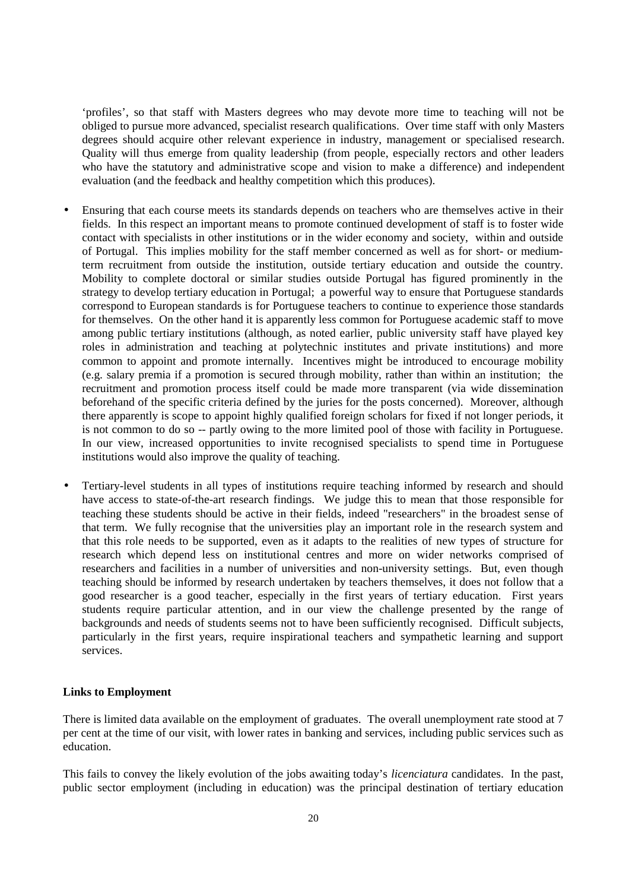'profiles', so that staff with Masters degrees who may devote more time to teaching will not be obliged to pursue more advanced, specialist research qualifications. Over time staff with only Masters degrees should acquire other relevant experience in industry, management or specialised research. Quality will thus emerge from quality leadership (from people, especially rectors and other leaders who have the statutory and administrative scope and vision to make a difference) and independent evaluation (and the feedback and healthy competition which this produces).

- Ensuring that each course meets its standards depends on teachers who are themselves active in their fields. In this respect an important means to promote continued development of staff is to foster wide contact with specialists in other institutions or in the wider economy and society, within and outside of Portugal. This implies mobility for the staff member concerned as well as for short- or medium-term recruitment from outside the institution, outside tertiary education and outside the country. Mobility to complete doctoral or similar studies outside Portugal has figured prominently in the strategy to develop tertiary education in Portugal; a powerful way to ensure that Portuguese standards correspond to European standards is for Portuguese teachers to continue to experience those standards for themselves. On the other hand it is apparently less common for Portuguese academic staff to move among public tertiary institutions (although, as noted earlier, public university staff have played key roles in administration and teaching at polytechnic institutes and private institutions) and more common to appoint and promote internally. Incentives might be introduced to encourage mobility (e.g. salary premia if a promotion is secured through mobility, rather than within an institution; the recruitment and promotion process itself could be made more transparent (via wide dissemination beforehand of the specific criteria defined by the juries for the posts concerned). Moreover, although there apparently is scope to appoint highly qualified foreign scholars for fixed if not longer periods, it is not common to do so -- partly owing to the more limited pool of those with facility in Portuguese. In our view, increased opportunities to invite recognised specialists to spend time in Portuguese institutions would also improve the quality of teaching.

- Tertiary-level students in all types of institutions require teaching informed by research and should have access to state-of-the-art research findings. We judge this to mean that those responsible for teaching these students should be active in their fields, indeed "researchers" in the broadest sense of that term. We fully recognise that the universities play an important role in the research system and that this role needs to be supported, even as it adapts to the realities of new types of structure for research which depend less on institutional centres and more on wider networks comprised of researchers and facilities in a number of universities and non-university settings. But, even though teaching should be informed by research undertaken by teachers themselves, it does not follow that a good researcher is a good teacher, especially in the first years of tertiary education. First years students require particular attention, and in our view the challenge presented by the range of backgrounds and needs of students seems not to have been sufficiently recognised. Difficult subjects, particularly in the first years, require inspirational teachers and sympathetic learning and support services.

**Links to Employment**

There is limited data available on the employment of graduates. The overall unemployment rate stood at 7 per cent at the time of our visit, with lower rates in banking and services, including public services such as education.

This fails to convey the likely evolution of the jobs awaiting today's *licenciatura* candidates. In the past, public sector employment (including in education) was the principal destination of tertiary education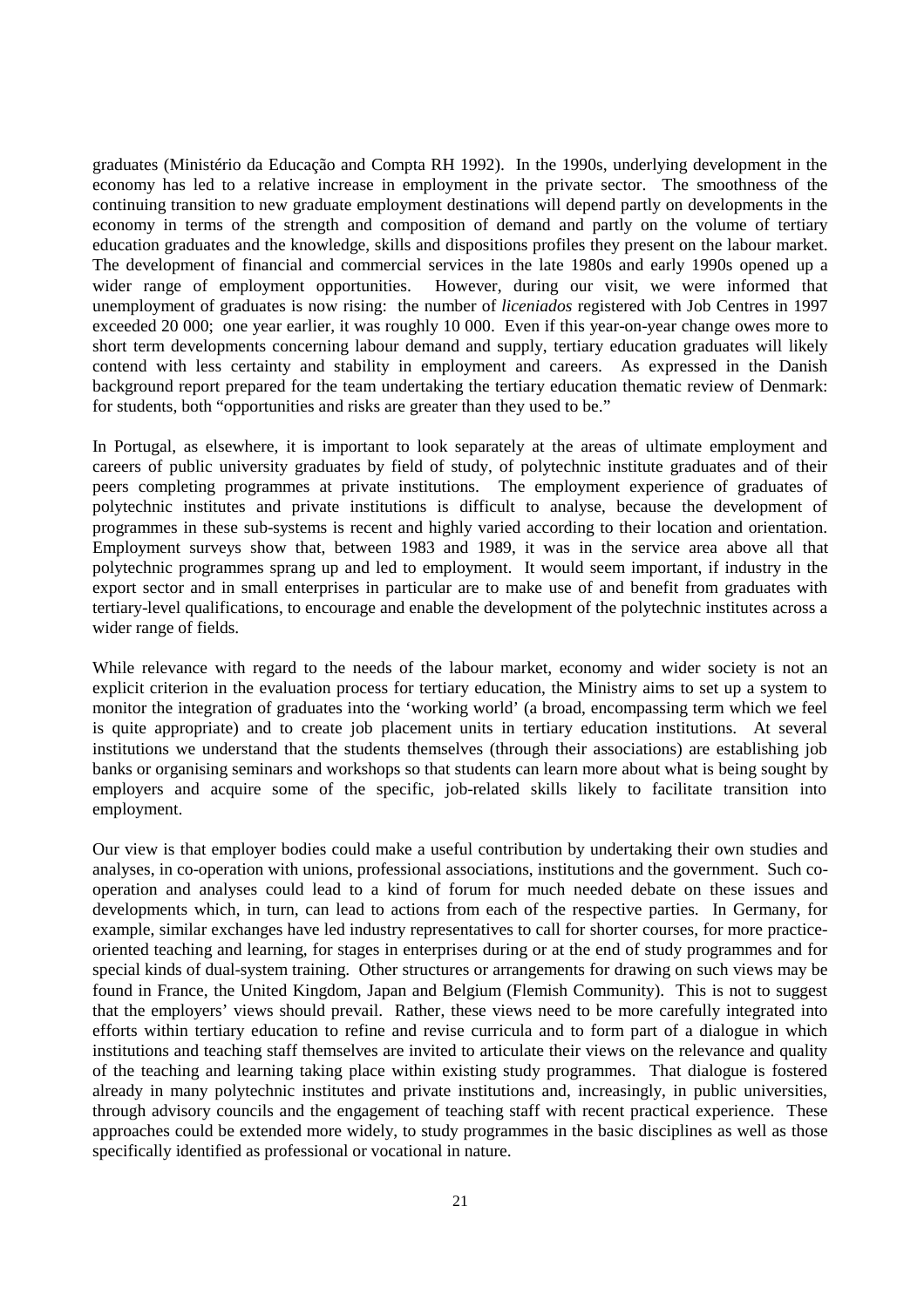graduates (Ministério da Educação and Compta RH 1992). In the 1990s, underlying development in the economy has led to a relative increase in employment in the private sector. The smoothness of the continuing transition to new graduate employment destinations will depend partly on developments in the economy in terms of the strength and composition of demand and partly on the volume of tertiary education graduates and the knowledge, skills and dispositions profiles they present on the labour market. The development of financial and commercial services in the late 1980s and early 1990s opened up a wider range of employment opportunities. However, during our visit, we were informed that unemployment of graduates is now rising: the number of *liceniados* registered with Job Centres in 1997 exceeded 20 000; one year earlier, it was roughly 10 000. Even if this year-on-year change owes more to short term developments concerning labour demand and supply, tertiary education graduates will likely contend with less certainty and stability in employment and careers. As expressed in the Danish background report prepared for the team undertaking the tertiary education thematic review of Denmark: for students, both "opportunities and risks are greater than they used to be."

In Portugal, as elsewhere, it is important to look separately at the areas of ultimate employment and careers of public university graduates by field of study, of polytechnic institute graduates and of their peers completing programmes at private institutions. The employment experience of graduates of polytechnic institutes and private institutions is difficult to analyse, because the development of programmes in these sub-systems is recent and highly varied according to their location and orientation. Employment surveys show that, between 1983 and 1989, it was in the service area above all that polytechnic programmes sprang up and led to employment. It would seem important, if industry in the export sector and in small enterprises in particular are to make use of and benefit from graduates with tertiary-level qualifications, to encourage and enable the development of the polytechnic institutes across a wider range of fields.

While relevance with regard to the needs of the labour market, economy and wider society is not an explicit criterion in the evaluation process for tertiary education, the Ministry aims to set up a system to monitor the integration of graduates into the 'working world' (a broad, encompassing term which we feel is quite appropriate) and to create job placement units in tertiary education institutions. At several institutions we understand that the students themselves (through their associations) are establishing job banks or organising seminars and workshops so that students can learn more about what is being sought by employers and acquire some of the specific, job-related skills likely to facilitate transition into employment.

Our view is that employer bodies could make a useful contribution by undertaking their own studies and analyses, in co-operation with unions, professional associations, institutions and the government. Such co-operation and analyses could lead to a kind of forum for much needed debate on these issues and developments which, in turn, can lead to actions from each of the respective parties. In Germany, for example, similar exchanges have led industry representatives to call for shorter courses, for more practice-oriented teaching and learning, for stages in enterprises during or at the end of study programmes and for special kinds of dual-system training. Other structures or arrangements for drawing on such views may be found in France, the United Kingdom, Japan and Belgium (Flemish Community). This is not to suggest that the employers' views should prevail. Rather, these views need to be more carefully integrated into efforts within tertiary education to refine and revise curricula and to form part of a dialogue in which institutions and teaching staff themselves are invited to articulate their views on the relevance and quality of the teaching and learning taking place within existing study programmes. That dialogue is fostered already in many polytechnic institutes and private institutions and, increasingly, in public universities, through advisory councils and the engagement of teaching staff with recent practical experience. These approaches could be extended more widely, to study programmes in the basic disciplines as well as those specifically identified as professional or vocational in nature.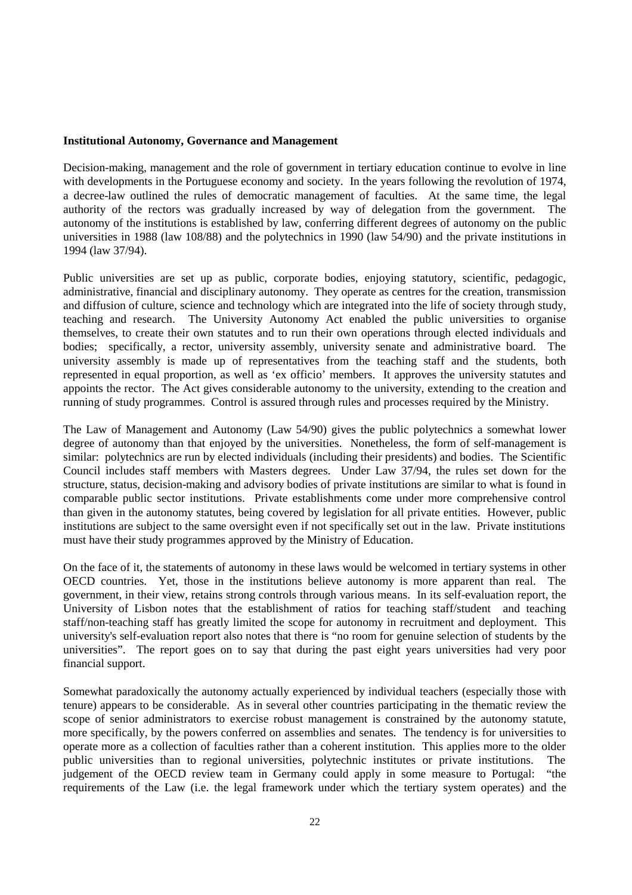**Institutional Autonomy, Governance and Management**

Decision-making, management and the role of government in tertiary education continue to evolve in line with developments in the Portuguese economy and society. In the years following the revolution of 1974, a decree-law outlined the rules of democratic management of faculties. At the same time, the legal authority of the rectors was gradually increased by way of delegation from the government. The autonomy of the institutions is established by law, conferring different degrees of autonomy on the public universities in 1988 (law 108/88) and the polytechnics in 1990 (law 54/90) and the private institutions in 1994 (law 37/94).

Public universities are set up as public, corporate bodies, enjoying statutory, scientific, pedagogic, administrative, financial and disciplinary autonomy. They operate as centres for the creation, transmission and diffusion of culture, science and technology which are integrated into the life of society through study, teaching and research. The University Autonomy Act enabled the public universities to organise themselves, to create their own statutes and to run their own operations through elected individuals and bodies; specifically, a rector, university assembly, university senate and administrative board. The university assembly is made up of representatives from the teaching staff and the students, both represented in equal proportion, as well as 'ex officio' members. It approves the university statutes and appoints the rector. The Act gives considerable autonomy to the university, extending to the creation and running of study programmes. Control is assured through rules and processes required by the Ministry.

The Law of Management and Autonomy (Law 54/90) gives the public polytechnics a somewhat lower degree of autonomy than that enjoyed by the universities. Nonetheless, the form of self-management is similar: polytechnics are run by elected individuals (including their presidents) and bodies. The Scientific Council includes staff members with Masters degrees. Under Law 37/94, the rules set down for the structure, status, decision-making and advisory bodies of private institutions are similar to what is found in comparable public sector institutions. Private establishments come under more comprehensive control than given in the autonomy statutes, being covered by legislation for all private entities. However, public institutions are subject to the same oversight even if not specifically set out in the law. Private institutions must have their study programmes approved by the Ministry of Education.

On the face of it, the statements of autonomy in these laws would be welcomed in tertiary systems in other OECD countries. Yet, those in the institutions believe autonomy is more apparent than real. The government, in their view, retains strong controls through various means. In its self-evaluation report, the University of Lisbon notes that the establishment of ratios for teaching staff/student and teaching staff/non-teaching staff has greatly limited the scope for autonomy in recruitment and deployment. This university's self-evaluation report also notes that there is "no room for genuine selection of students by the universities". The report goes on to say that during the past eight years universities had very poor financial support.

Somewhat paradoxically the autonomy actually experienced by individual teachers (especially those with tenure) appears to be considerable. As in several other countries participating in the thematic review the scope of senior administrators to exercise robust management is constrained by the autonomy statute, more specifically, by the powers conferred on assemblies and senates. The tendency is for universities to operate more as a collection of faculties rather than a coherent institution. This applies more to the older public universities than to regional universities, polytechnic institutes or private institutions. The judgement of the OECD review team in Germany could apply in some measure to Portugal: "the requirements of the Law (i.e. the legal framework under which the tertiary system operates) and the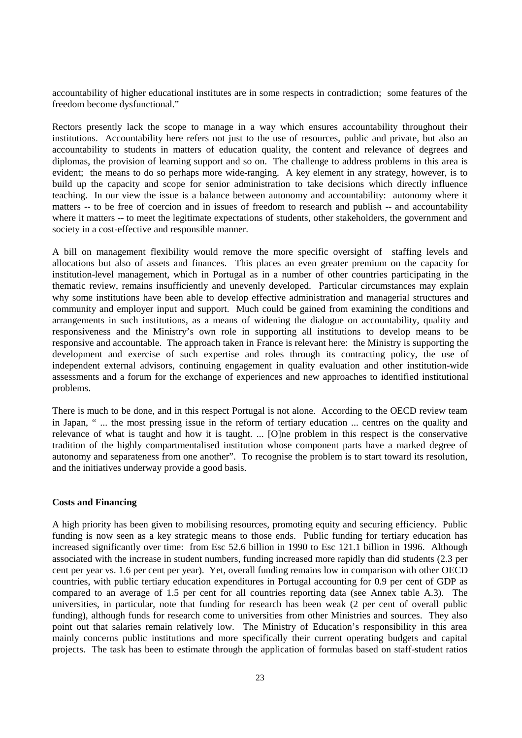accountability of higher educational institutes are in some respects in contradiction; some features of the freedom become dysfunctional."

Rectors presently lack the scope to manage in a way which ensures accountability throughout their institutions. Accountability here refers not just to the use of resources, public and private, but also an accountability to students in matters of education quality, the content and relevance of degrees and diplomas, the provision of learning support and so on. The challenge to address problems in this area is evident; the means to do so perhaps more wide-ranging. A key element in any strategy, however, is to build up the capacity and scope for senior administration to take decisions which directly influence teaching. In our view the issue is a balance between autonomy and accountability: autonomy where it matters -- to be free of coercion and in issues of freedom to research and publish -- and accountability where it matters -- to meet the legitimate expectations of students, other stakeholders, the government and society in a cost-effective and responsible manner.

A bill on management flexibility would remove the more specific oversight of staffing levels and allocations but also of assets and finances. This places an even greater premium on the capacity for institution-level management, which in Portugal as in a number of other countries participating in the thematic review, remains insufficiently and unevenly developed. Particular circumstances may explain why some institutions have been able to develop effective administration and managerial structures and community and employer input and support. Much could be gained from examining the conditions and arrangements in such institutions, as a means of widening the dialogue on accountability, quality and responsiveness and the Ministry's own role in supporting all institutions to develop means to be responsive and accountable. The approach taken in France is relevant here: the Ministry is supporting the development and exercise of such expertise and roles through its contracting policy, the use of independent external advisors, continuing engagement in quality evaluation and other institution-wide assessments and a forum for the exchange of experiences and new approaches to identified institutional problems.

There is much to be done, and in this respect Portugal is not alone. According to the OECD review team in Japan, " ... the most pressing issue in the reform of tertiary education ... centres on the quality and relevance of what is taught and how it is taught. ... [O]ne problem in this respect is the conservative tradition of the highly compartmentalised institution whose component parts have a marked degree of autonomy and separateness from one another". To recognise the problem is to start toward its resolution, and the initiatives underway provide a good basis.

**Costs and Financing**

A high priority has been given to mobilising resources, promoting equity and securing efficiency. Public funding is now seen as a key strategic means to those ends. Public funding for tertiary education has increased significantly over time: from Esc 52.6 billion in 1990 to Esc 121.1 billion in 1996. Although associated with the increase in student numbers, funding increased more rapidly than did students (2.3 per cent per year vs. 1.6 per cent per year). Yet, overall funding remains low in comparison with other OECD countries, with public tertiary education expenditures in Portugal accounting for 0.9 per cent of GDP as compared to an average of 1.5 per cent for all countries reporting data (see Annex table A.3). The universities, in particular, note that funding for research has been weak (2 per cent of overall public funding), although funds for research come to universities from other Ministries and sources. They also point out that salaries remain relatively low. The Ministry of Education's responsibility in this area mainly concerns public institutions and more specifically their current operating budgets and capital projects. The task has been to estimate through the application of formulas based on staff-student ratios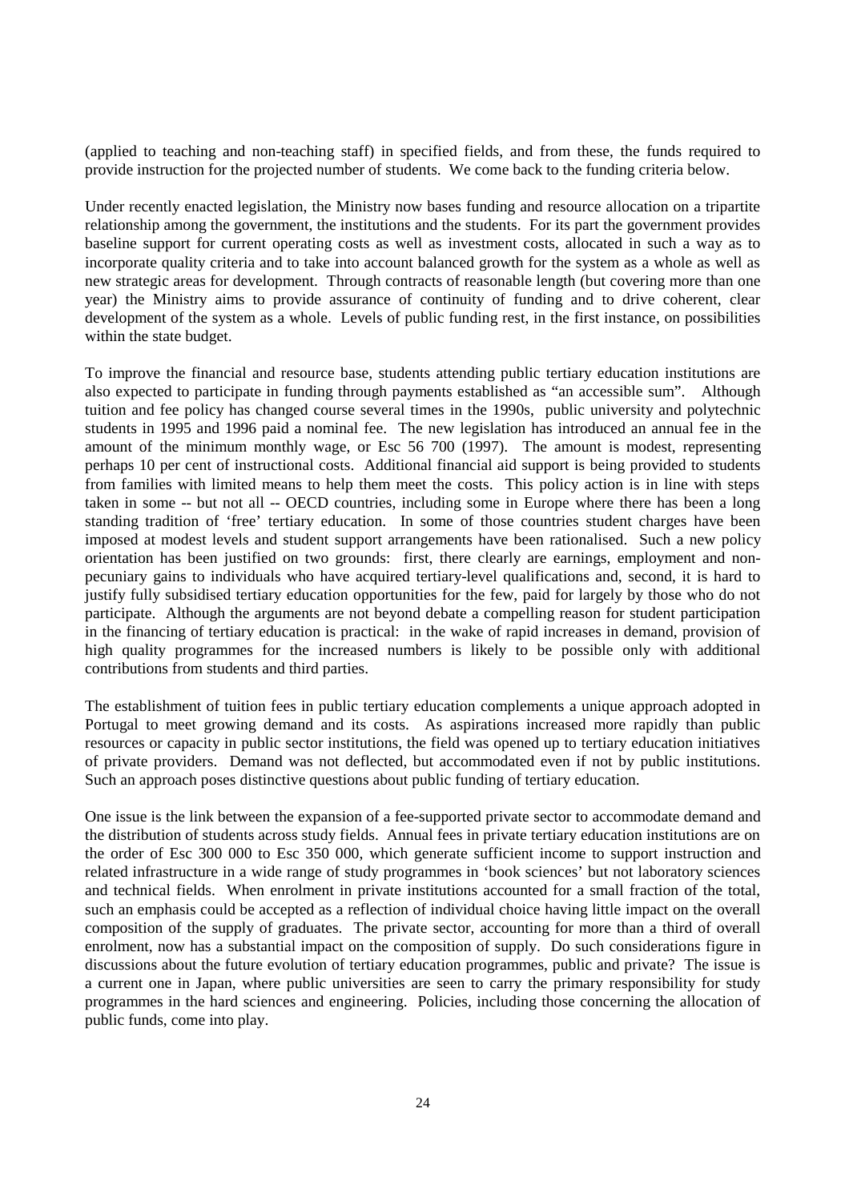(applied to teaching and non-teaching staff) in specified fields, and from these, the funds required to provide instruction for the projected number of students. We come back to the funding criteria below.

Under recently enacted legislation, the Ministry now bases funding and resource allocation on a tripartite relationship among the government, the institutions and the students. For its part the government provides baseline support for current operating costs as well as investment costs, allocated in such a way as to incorporate quality criteria and to take into account balanced growth for the system as a whole as well as new strategic areas for development. Through contracts of reasonable length (but covering more than one year) the Ministry aims to provide assurance of continuity of funding and to drive coherent, clear development of the system as a whole. Levels of public funding rest, in the first instance, on possibilities within the state budget.

To improve the financial and resource base, students attending public tertiary education institutions are also expected to participate in funding through payments established as "an accessible sum". Although tuition and fee policy has changed course several times in the 1990s, public university and polytechnic students in 1995 and 1996 paid a nominal fee. The new legislation has introduced an annual fee in the amount of the minimum monthly wage, or Esc 56 700 (1997). The amount is modest, representing perhaps 10 per cent of instructional costs. Additional financial aid support is being provided to students from families with limited means to help them meet the costs. This policy action is in line with steps taken in some -- but not all -- OECD countries, including some in Europe where there has been a long standing tradition of 'free' tertiary education. In some of those countries student charges have been imposed at modest levels and student support arrangements have been rationalised. Such a new policy orientation has been justified on two grounds: first, there clearly are earnings, employment and non-pecuniary gains to individuals who have acquired tertiary-level qualifications and, second, it is hard to justify fully subsidised tertiary education opportunities for the few, paid for largely by those who do not participate. Although the arguments are not beyond debate a compelling reason for student participation in the financing of tertiary education is practical: in the wake of rapid increases in demand, provision of high quality programmes for the increased numbers is likely to be possible only with additional contributions from students and third parties.

The establishment of tuition fees in public tertiary education complements a unique approach adopted in Portugal to meet growing demand and its costs. As aspirations increased more rapidly than public resources or capacity in public sector institutions, the field was opened up to tertiary education initiatives of private providers. Demand was not deflected, but accommodated even if not by public institutions. Such an approach poses distinctive questions about public funding of tertiary education.

One issue is the link between the expansion of a fee-supported private sector to accommodate demand and the distribution of students across study fields. Annual fees in private tertiary education institutions are on the order of Esc 300 000 to Esc 350 000, which generate sufficient income to support instruction and related infrastructure in a wide range of study programmes in 'book sciences' but not laboratory sciences and technical fields. When enrolment in private institutions accounted for a small fraction of the total, such an emphasis could be accepted as a reflection of individual choice having little impact on the overall composition of the supply of graduates. The private sector, accounting for more than a third of overall enrolment, now has a substantial impact on the composition of supply. Do such considerations figure in discussions about the future evolution of tertiary education programmes, public and private? The issue is a current one in Japan, where public universities are seen to carry the primary responsibility for study programmes in the hard sciences and engineering. Policies, including those concerning the allocation of public funds, come into play.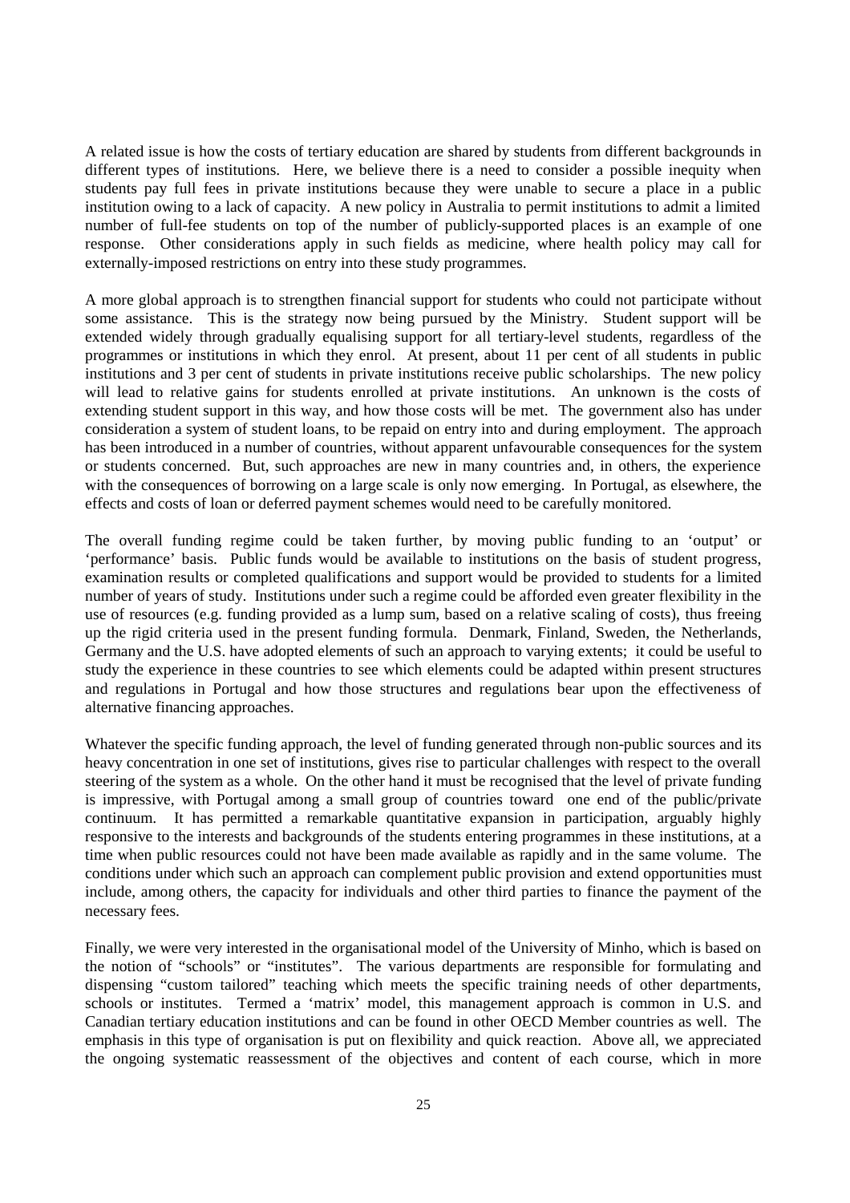A related issue is how the costs of tertiary education are shared by students from different backgrounds in different types of institutions. Here, we believe there is a need to consider a possible inequity when students pay full fees in private institutions because they were unable to secure a place in a public institution owing to a lack of capacity. A new policy in Australia to permit institutions to admit a limited number of full-fee students on top of the number of publicly-supported places is an example of one response. Other considerations apply in such fields as medicine, where health policy may call for externally-imposed restrictions on entry into these study programmes.

A more global approach is to strengthen financial support for students who could not participate without some assistance. This is the strategy now being pursued by the Ministry. Student support will be extended widely through gradually equalising support for all tertiary-level students, regardless of the programmes or institutions in which they enrol. At present, about 11 per cent of all students in public institutions and 3 per cent of students in private institutions receive public scholarships. The new policy will lead to relative gains for students enrolled at private institutions. An unknown is the costs of extending student support in this way, and how those costs will be met. The government also has under consideration a system of student loans, to be repaid on entry into and during employment. The approach has been introduced in a number of countries, without apparent unfavourable consequences for the system or students concerned. But, such approaches are new in many countries and, in others, the experience with the consequences of borrowing on a large scale is only now emerging. In Portugal, as elsewhere, the effects and costs of loan or deferred payment schemes would need to be carefully monitored.

The overall funding regime could be taken further, by moving public funding to an 'output' or 'performance' basis. Public funds would be available to institutions on the basis of student progress, examination results or completed qualifications and support would be provided to students for a limited number of years of study. Institutions under such a regime could be afforded even greater flexibility in the use of resources (e.g. funding provided as a lump sum, based on a relative scaling of costs), thus freeing up the rigid criteria used in the present funding formula. Denmark, Finland, Sweden, the Netherlands, Germany and the U.S. have adopted elements of such an approach to varying extents; it could be useful to study the experience in these countries to see which elements could be adapted within present structures and regulations in Portugal and how those structures and regulations bear upon the effectiveness of alternative financing approaches.

Whatever the specific funding approach, the level of funding generated through non-public sources and its heavy concentration in one set of institutions, gives rise to particular challenges with respect to the overall steering of the system as a whole. On the other hand it must be recognised that the level of private funding is impressive, with Portugal among a small group of countries toward one end of the public/private continuum. It has permitted a remarkable quantitative expansion in participation, arguably highly responsive to the interests and backgrounds of the students entering programmes in these institutions, at a time when public resources could not have been made available as rapidly and in the same volume. The conditions under which such an approach can complement public provision and extend opportunities must include, among others, the capacity for individuals and other third parties to finance the payment of the necessary fees.

Finally, we were very interested in the organisational model of the University of Minho, which is based on the notion of "schools" or "institutes". The various departments are responsible for formulating and dispensing "custom tailored" teaching which meets the specific training needs of other departments, schools or institutes. Termed a 'matrix' model, this management approach is common in U.S. and Canadian tertiary education institutions and can be found in other OECD Member countries as well. The emphasis in this type of organisation is put on flexibility and quick reaction. Above all, we appreciated the ongoing systematic reassessment of the objectives and content of each course, which in more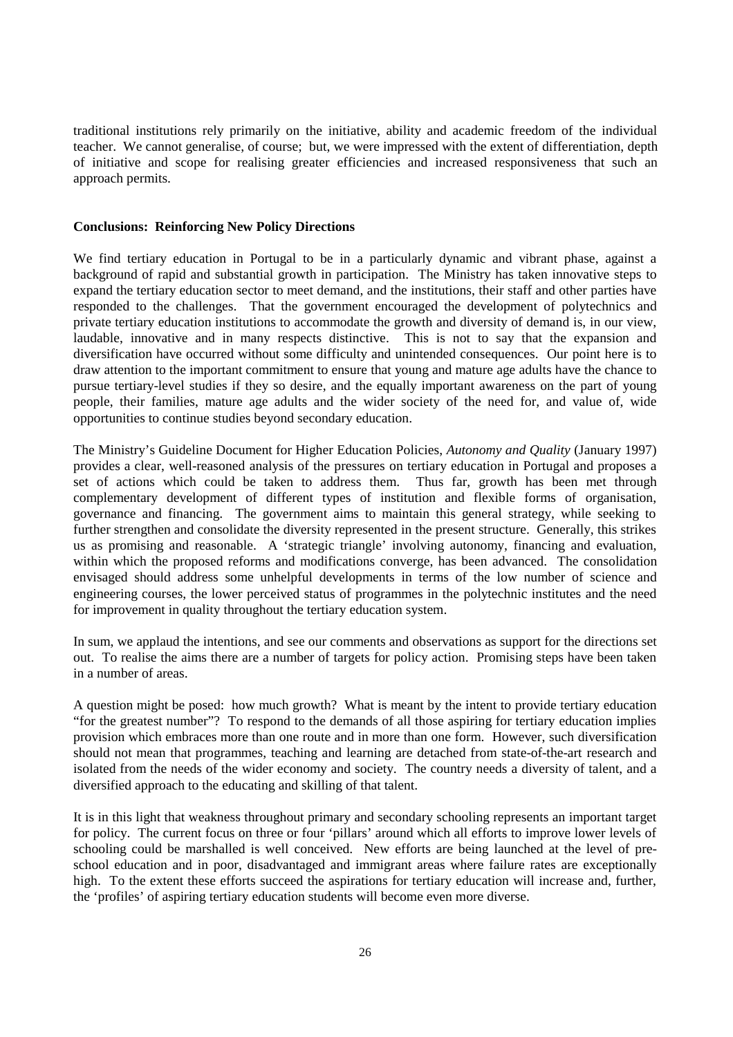traditional institutions rely primarily on the initiative, ability and academic freedom of the individual teacher. We cannot generalise, of course; but, we were impressed with the extent of differentiation, depth of initiative and scope for realising greater efficiencies and increased responsiveness that such an approach permits.

**Conclusions: Reinforcing New Policy Directions**

We find tertiary education in Portugal to be in a particularly dynamic and vibrant phase, against a background of rapid and substantial growth in participation. The Ministry has taken innovative steps to expand the tertiary education sector to meet demand, and the institutions, their staff and other parties have responded to the challenges. That the government encouraged the development of polytechnics and private tertiary education institutions to accommodate the growth and diversity of demand is, in our view, laudable, innovative and in many respects distinctive. This is not to say that the expansion and diversification have occurred without some difficulty and unintended consequences. Our point here is to draw attention to the important commitment to ensure that young and mature age adults have the chance to pursue tertiary-level studies if they so desire, and the equally important awareness on the part of young people, their families, mature age adults and the wider society of the need for, and value of, wide opportunities to continue studies beyond secondary education.

The Ministry's Guideline Document for Higher Education Policies, *Autonomy and Quality* (January 1997) provides a clear, well-reasoned analysis of the pressures on tertiary education in Portugal and proposes a set of actions which could be taken to address them. Thus far, growth has been met through complementary development of different types of institution and flexible forms of organisation, governance and financing. The government aims to maintain this general strategy, while seeking to further strengthen and consolidate the diversity represented in the present structure. Generally, this strikes us as promising and reasonable. A 'strategic triangle' involving autonomy, financing and evaluation, within which the proposed reforms and modifications converge, has been advanced. The consolidation envisaged should address some unhelpful developments in terms of the low number of science and engineering courses, the lower perceived status of programmes in the polytechnic institutes and the need for improvement in quality throughout the tertiary education system.

In sum, we applaud the intentions, and see our comments and observations as support for the directions set out. To realise the aims there are a number of targets for policy action. Promising steps have been taken in a number of areas.

A question might be posed: how much growth? What is meant by the intent to provide tertiary education "for the greatest number"? To respond to the demands of all those aspiring for tertiary education implies provision which embraces more than one route and in more than one form. However, such diversification should not mean that programmes, teaching and learning are detached from state-of-the-art research and isolated from the needs of the wider economy and society. The country needs a diversity of talent, and a diversified approach to the educating and skilling of that talent.

It is in this light that weakness throughout primary and secondary schooling represents an important target for policy. The current focus on three or four 'pillars' around which all efforts to improve lower levels of schooling could be marshalled is well conceived. New efforts are being launched at the level of pre-school education and in poor, disadvantaged and immigrant areas where failure rates are exceptionally high. To the extent these efforts succeed the aspirations for tertiary education will increase and, further, the 'profiles' of aspiring tertiary education students will become even more diverse.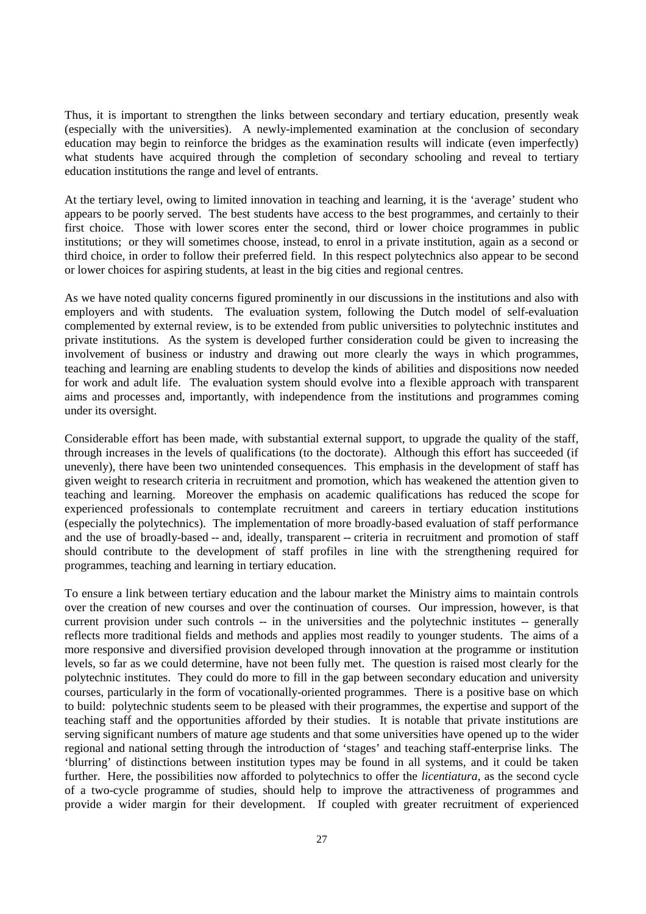Thus, it is important to strengthen the links between secondary and tertiary education, presently weak (especially with the universities). A newly-implemented examination at the conclusion of secondary education may begin to reinforce the bridges as the examination results will indicate (even imperfectly) what students have acquired through the completion of secondary schooling and reveal to tertiary education institutions the range and level of entrants.

At the tertiary level, owing to limited innovation in teaching and learning, it is the 'average' student who appears to be poorly served. The best students have access to the best programmes, and certainly to their first choice. Those with lower scores enter the second, third or lower choice programmes in public institutions; or they will sometimes choose, instead, to enrol in a private institution, again as a second or third choice, in order to follow their preferred field. In this respect polytechnics also appear to be second or lower choices for aspiring students, at least in the big cities and regional centres.

As we have noted quality concerns figured prominently in our discussions in the institutions and also with employers and with students. The evaluation system, following the Dutch model of self-evaluation complemented by external review, is to be extended from public universities to polytechnic institutes and private institutions. As the system is developed further consideration could be given to increasing the involvement of business or industry and drawing out more clearly the ways in which programmes, teaching and learning are enabling students to develop the kinds of abilities and dispositions now needed for work and adult life. The evaluation system should evolve into a flexible approach with transparent aims and processes and, importantly, with independence from the institutions and programmes coming under its oversight.

Considerable effort has been made, with substantial external support, to upgrade the quality of the staff, through increases in the levels of qualifications (to the doctorate). Although this effort has succeeded (if unevenly), there have been two unintended consequences. This emphasis in the development of staff has given weight to research criteria in recruitment and promotion, which has weakened the attention given to teaching and learning. Moreover the emphasis on academic qualifications has reduced the scope for experienced professionals to contemplate recruitment and careers in tertiary education institutions (especially the polytechnics). The implementation of more broadly-based evaluation of staff performance and the use of broadly-based -- and, ideally, transparent -- criteria in recruitment and promotion of staff should contribute to the development of staff profiles in line with the strengthening required for programmes, teaching and learning in tertiary education.

To ensure a link between tertiary education and the labour market the Ministry aims to maintain controls over the creation of new courses and over the continuation of courses. Our impression, however, is that current provision under such controls -- in the universities and the polytechnic institutes -- generally reflects more traditional fields and methods and applies most readily to younger students. The aims of a more responsive and diversified provision developed through innovation at the programme or institution levels, so far as we could determine, have not been fully met. The question is raised most clearly for the polytechnic institutes. They could do more to fill in the gap between secondary education and university courses, particularly in the form of vocationally-oriented programmes. There is a positive base on which to build: polytechnic students seem to be pleased with their programmes, the expertise and support of the teaching staff and the opportunities afforded by their studies. It is notable that private institutions are serving significant numbers of mature age students and that some universities have opened up to the wider regional and national setting through the introduction of 'stages' and teaching staff-enterprise links. The 'blurring' of distinctions between institution types may be found in all systems, and it could be taken further. Here, the possibilities now afforded to polytechnics to offer the *licentiatura*, as the second cycle of a two-cycle programme of studies, should help to improve the attractiveness of programmes and provide a wider margin for their development. If coupled with greater recruitment of experienced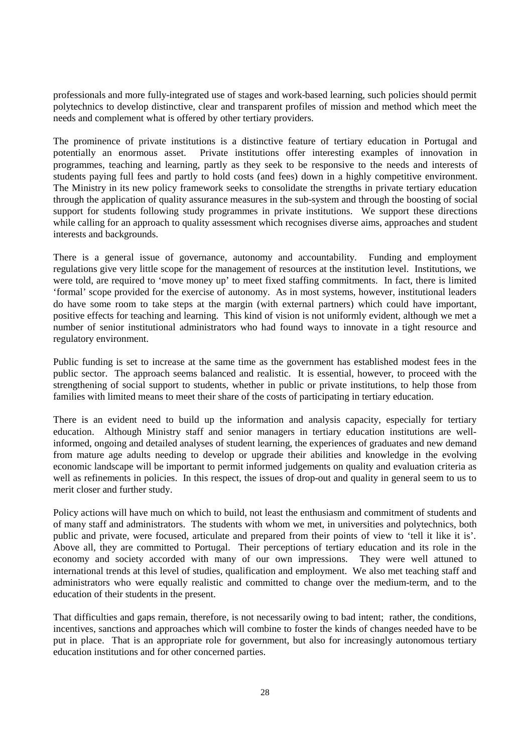professionals and more fully-integrated use of stages and work-based learning, such policies should permit polytechnics to develop distinctive, clear and transparent profiles of mission and method which meet the needs and complement what is offered by other tertiary providers.

The prominence of private institutions is a distinctive feature of tertiary education in Portugal and potentially an enormous asset. Private institutions offer interesting examples of innovation in programmes, teaching and learning, partly as they seek to be responsive to the needs and interests of students paying full fees and partly to hold costs (and fees) down in a highly competitive environment. The Ministry in its new policy framework seeks to consolidate the strengths in private tertiary education through the application of quality assurance measures in the sub-system and through the boosting of social support for students following study programmes in private institutions. We support these directions while calling for an approach to quality assessment which recognises diverse aims, approaches and student interests and backgrounds.

There is a general issue of governance, autonomy and accountability. Funding and employment regulations give very little scope for the management of resources at the institution level. Institutions, we were told, are required to 'move money up' to meet fixed staffing commitments. In fact, there is limited 'formal' scope provided for the exercise of autonomy. As in most systems, however, institutional leaders do have some room to take steps at the margin (with external partners) which could have important, positive effects for teaching and learning. This kind of vision is not uniformly evident, although we met a number of senior institutional administrators who had found ways to innovate in a tight resource and regulatory environment.

Public funding is set to increase at the same time as the government has established modest fees in the public sector. The approach seems balanced and realistic. It is essential, however, to proceed with the strengthening of social support to students, whether in public or private institutions, to help those from families with limited means to meet their share of the costs of participating in tertiary education.

There is an evident need to build up the information and analysis capacity, especially for tertiary education. Although Ministry staff and senior managers in tertiary education institutions are well-informed, ongoing and detailed analyses of student learning, the experiences of graduates and new demand from mature age adults needing to develop or upgrade their abilities and knowledge in the evolving economic landscape will be important to permit informed judgements on quality and evaluation criteria as well as refinements in policies. In this respect, the issues of drop-out and quality in general seem to us to merit closer and further study.

Policy actions will have much on which to build, not least the enthusiasm and commitment of students and of many staff and administrators. The students with whom we met, in universities and polytechnics, both public and private, were focused, articulate and prepared from their points of view to 'tell it like it is'. Above all, they are committed to Portugal. Their perceptions of tertiary education and its role in the economy and society accorded with many of our own impressions. They were well attuned to international trends at this level of studies, qualification and employment. We also met teaching staff and administrators who were equally realistic and committed to change over the medium-term, and to the education of their students in the present.

That difficulties and gaps remain, therefore, is not necessarily owing to bad intent; rather, the conditions, incentives, sanctions and approaches which will combine to foster the kinds of changes needed have to be put in place. That is an appropriate role for government, but also for increasingly autonomous tertiary education institutions and for other concerned parties.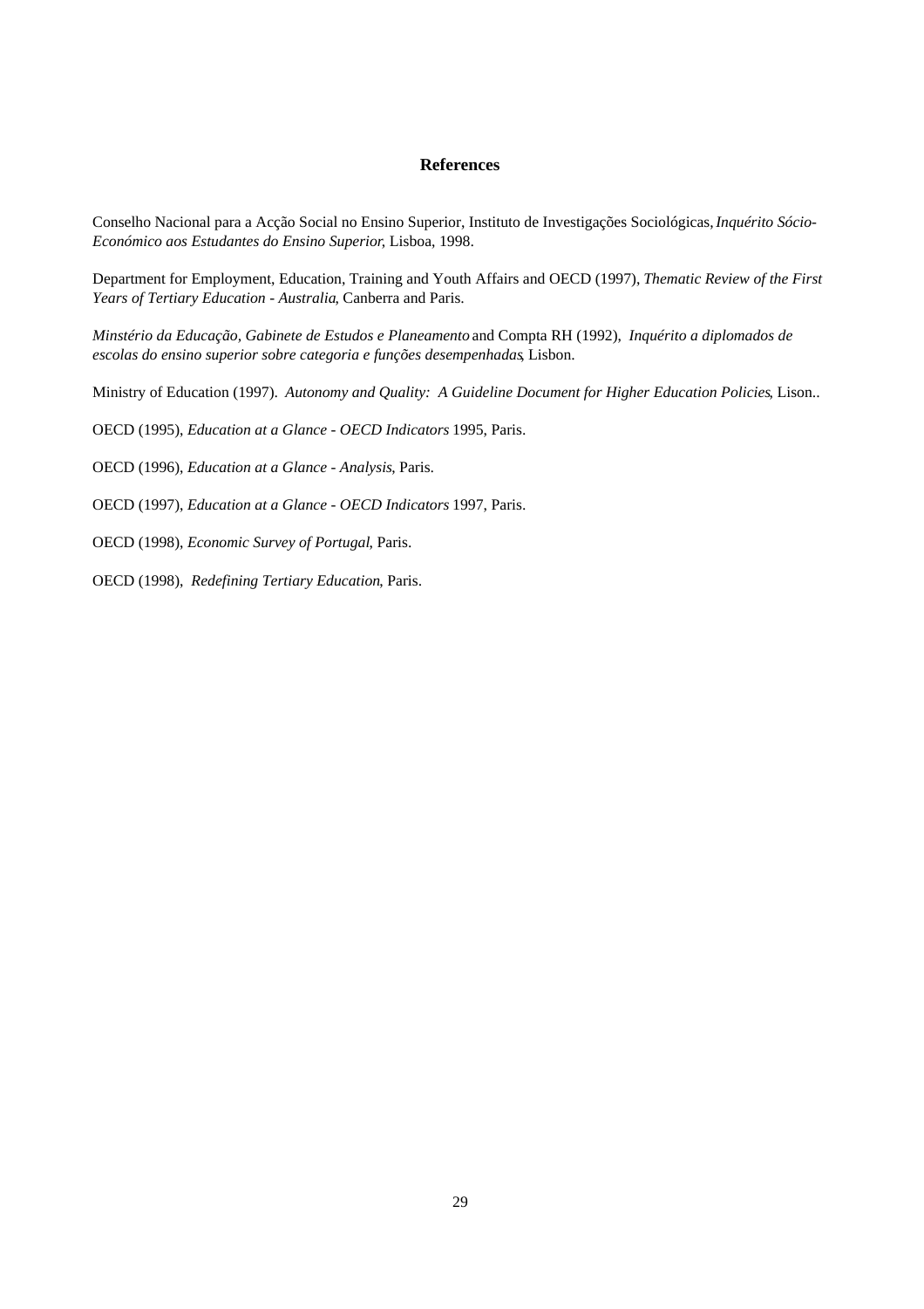## References

Conselho Nacional para a Acção Social no Ensino Superior, Instituto de Investigações Sociológicas, *Inquérito Sócio-Económico aos Estudantes do Ensino Superior*, Lisboa, 1998.

Department for Employment, Education, Training and Youth Affairs and OECD (1997), *Thematic Review of the First Years of Tertiary Education - Australia*, Canberra and Paris.

*Minstério da Educação, Gabinete de Estudos e Planeamento* and Compta RH (1992), *Inquérito a diplomados de escolas do ensino superior sobre categoria e funções desempenhadas*, Lisbon.

Ministry of Education (1997). *Autonomy and Quality: A Guideline Document for Higher Education Policies*, Lison..

OECD (1995), *Education at a Glance - OECD Indicators* 1995, Paris.

OECD (1996), *Education at a Glance - Analysis*, Paris.

OECD (1997), *Education at a Glance - OECD Indicators* 1997, Paris.

OECD (1998), *Economic Survey of Portugal*, Paris.

OECD (1998), *Redefining Tertiary Education*, Paris.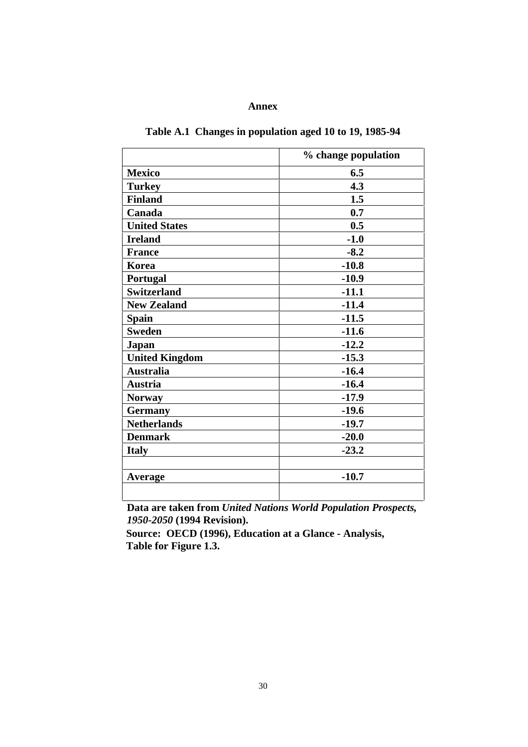## Annex

**Table A.1 Changes in population aged 10 to 19, 1985-94**

| | % change population |
|---|---|
| **Mexico** | **6.5** |
| **Turkey** | **4.3** |
| **Finland** | **1.5** |
| **Canada** | **0.7** |
| **United States** | **0.5** |
| **Ireland** | **-1.0** |
| **France** | **-8.2** |
| **Korea** | **-10.8** |
| **Portugal** | **-10.9** |
| **Switzerland** | **-11.1** |
| **New Zealand** | **-11.4** |
| **Spain** | **-11.5** |
| **Sweden** | **-11.6** |
| **Japan** | **-12.2** |
| **United Kingdom** | **-15.3** |
| **Australia** | **-16.4** |
| **Austria** | **-16.4** |
| **Norway** | **-17.9** |
| **Germany** | **-19.6** |
| **Netherlands** | **-19.7** |
| **Denmark** | **-20.0** |
| **Italy** | **-23.2** |
| | |
| **Average** | **-10.7** |
| | |

**Data are taken from *United Nations World Population Prospects, 1950-2050* (1994 Revision).**

**Source: OECD (1996), Education at a Glance - Analysis, Table for Figure 1.3.**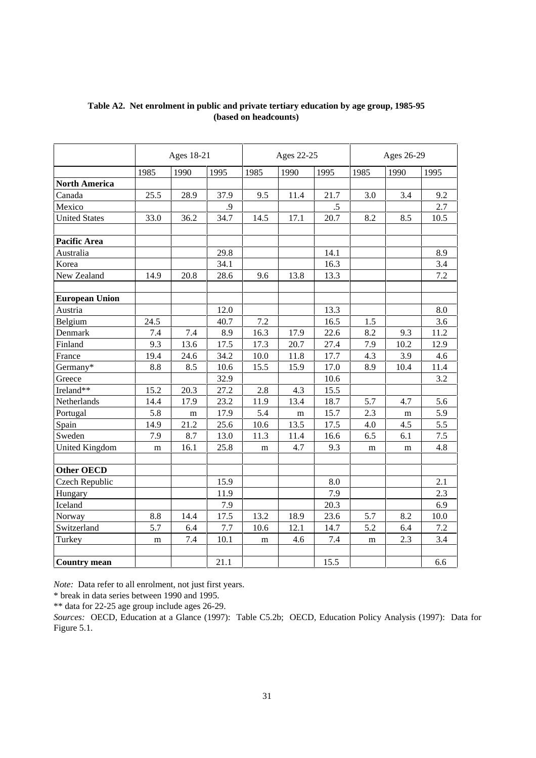**Table A2. Net enrolment in public and private tertiary education by age group, 1985-95 (based on headcounts)**

| | Ages 18-21 | | | Ages 22-25 | | | Ages 26-29 | | |
|---|---|---|---|---|---|---|---|---|---|
| | 1985 | 1990 | 1995 | 1985 | 1990 | 1995 | 1985 | 1990 | 1995 |
| **North America** | | | | | | | | | |
| Canada | 25.5 | 28.9 | 37.9 | 9.5 | 11.4 | 21.7 | 3.0 | 3.4 | 9.2 |
| Mexico | | | .9 | | | .5 | | | 2.7 |
| United States | 33.0 | 36.2 | 34.7 | 14.5 | 17.1 | 20.7 | 8.2 | 8.5 | 10.5 |
| | | | | | | | | | |
| **Pacific Area** | | | | | | | | | |
| Australia | | | 29.8 | | | 14.1 | | | 8.9 |
| Korea | | | 34.1 | | | 16.3 | | | 3.4 |
| New Zealand | 14.9 | 20.8 | 28.6 | 9.6 | 13.8 | 13.3 | | | 7.2 |
| | | | | | | | | | |
| **European Union** | | | | | | | | | |
| Austria | | | 12.0 | | | 13.3 | | | 8.0 |
| Belgium | 24.5 | | 40.7 | 7.2 | | 16.5 | 1.5 | | 3.6 |
| Denmark | 7.4 | 7.4 | 8.9 | 16.3 | 17.9 | 22.6 | 8.2 | 9.3 | 11.2 |
| Finland | 9.3 | 13.6 | 17.5 | 17.3 | 20.7 | 27.4 | 7.9 | 10.2 | 12.9 |
| France | 19.4 | 24.6 | 34.2 | 10.0 | 11.8 | 17.7 | 4.3 | 3.9 | 4.6 |
| Germany* | 8.8 | 8.5 | 10.6 | 15.5 | 15.9 | 17.0 | 8.9 | 10.4 | 11.4 |
| Greece | | | 32.9 | | | 10.6 | | | 3.2 |
| Ireland** | 15.2 | 20.3 | 27.2 | 2.8 | 4.3 | 15.5 | | | |
| Netherlands | 14.4 | 17.9 | 23.2 | 11.9 | 13.4 | 18.7 | 5.7 | 4.7 | 5.6 |
| Portugal | 5.8 | m | 17.9 | 5.4 | m | 15.7 | 2.3 | m | 5.9 |
| Spain | 14.9 | 21.2 | 25.6 | 10.6 | 13.5 | 17.5 | 4.0 | 4.5 | 5.5 |
| Sweden | 7.9 | 8.7 | 13.0 | 11.3 | 11.4 | 16.6 | 6.5 | 6.1 | 7.5 |
| United Kingdom | m | 16.1 | 25.8 | m | 4.7 | 9.3 | m | m | 4.8 |
| | | | | | | | | | |
| **Other OECD** | | | | | | | | | |
| Czech Republic | | | 15.9 | | | 8.0 | | | 2.1 |
| Hungary | | | 11.9 | | | 7.9 | | | 2.3 |
| Iceland | | | 7.9 | | | 20.3 | | | 6.9 |
| Norway | 8.8 | 14.4 | 17.5 | 13.2 | 18.9 | 23.6 | 5.7 | 8.2 | 10.0 |
| Switzerland | 5.7 | 6.4 | 7.7 | 10.6 | 12.1 | 14.7 | 5.2 | 6.4 | 7.2 |
| Turkey | m | 7.4 | 10.1 | m | 4.6 | 7.4 | m | 2.3 | 3.4 |
| | | | | | | | | | |
| **Country mean** | | | 21.1 | | | 15.5 | | | 6.6 |

*Note:* Data refer to all enrolment, not just first years.

* break in data series between 1990 and 1995.

** data for 22-25 age group include ages 26-29.

*Sources:* OECD, Education at a Glance (1997): Table C5.2b; OECD, Education Policy Analysis (1997): Data for Figure 5.1.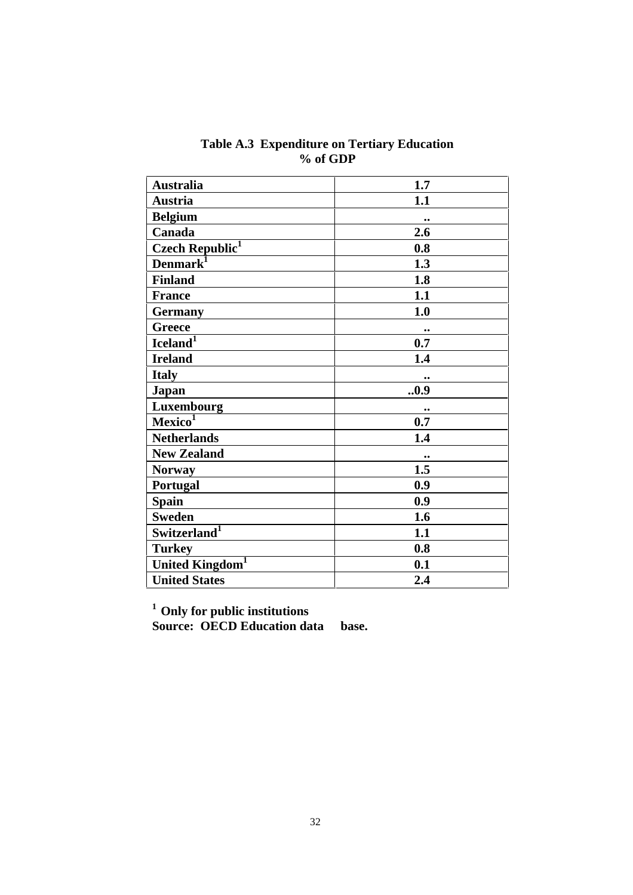**Table A.3 Expenditure on Tertiary Education**
**% of GDP**

| | |
|---|---|
| Australia | 1.7 |
| Austria | 1.1 |
| Belgium | .. |
| Canada | 2.6 |
| Czech Republic[1] | 0.8 |
| Denmark[1] | 1.3 |
| Finland | 1.8 |
| France | 1.1 |
| Germany | 1.0 |
| Greece | .. |
| Iceland[1] | 0.7 |
| Ireland | 1.4 |
| Italy | .. |
| Japan | ..0.9 |
| Luxembourg | .. |
| Mexico[1] | 0.7 |
| Netherlands | 1.4 |
| New Zealand | .. |
| Norway | 1.5 |
| Portugal | 0.9 |
| Spain | 0.9 |
| Sweden | 1.6 |
| Switzerland[1] | 1.1 |
| Turkey | 0.8 |
| United Kingdom[1] | 0.1 |
| United States | 2.4 |

[1] Only for public institutions
Source: OECD Education data base.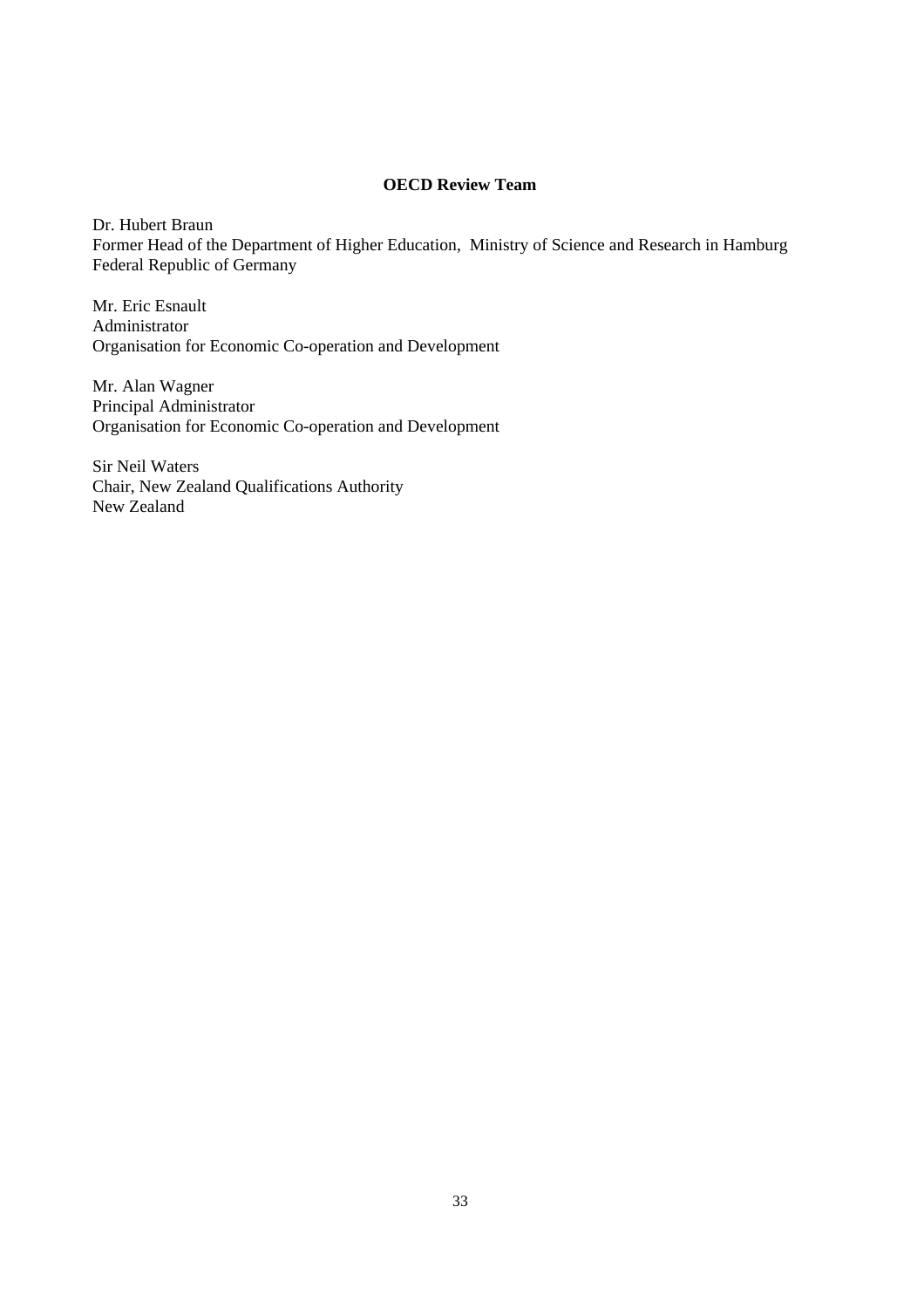**OECD Review Team**

Dr. Hubert Braun
Former Head of the Department of Higher Education, Ministry of Science and Research in Hamburg
Federal Republic of Germany

Mr. Eric Esnault
Administrator
Organisation for Economic Co-operation and Development

Mr. Alan Wagner
Principal Administrator
Organisation for Economic Co-operation and Development

Sir Neil Waters
Chair, New Zealand Qualifications Authority
New Zealand